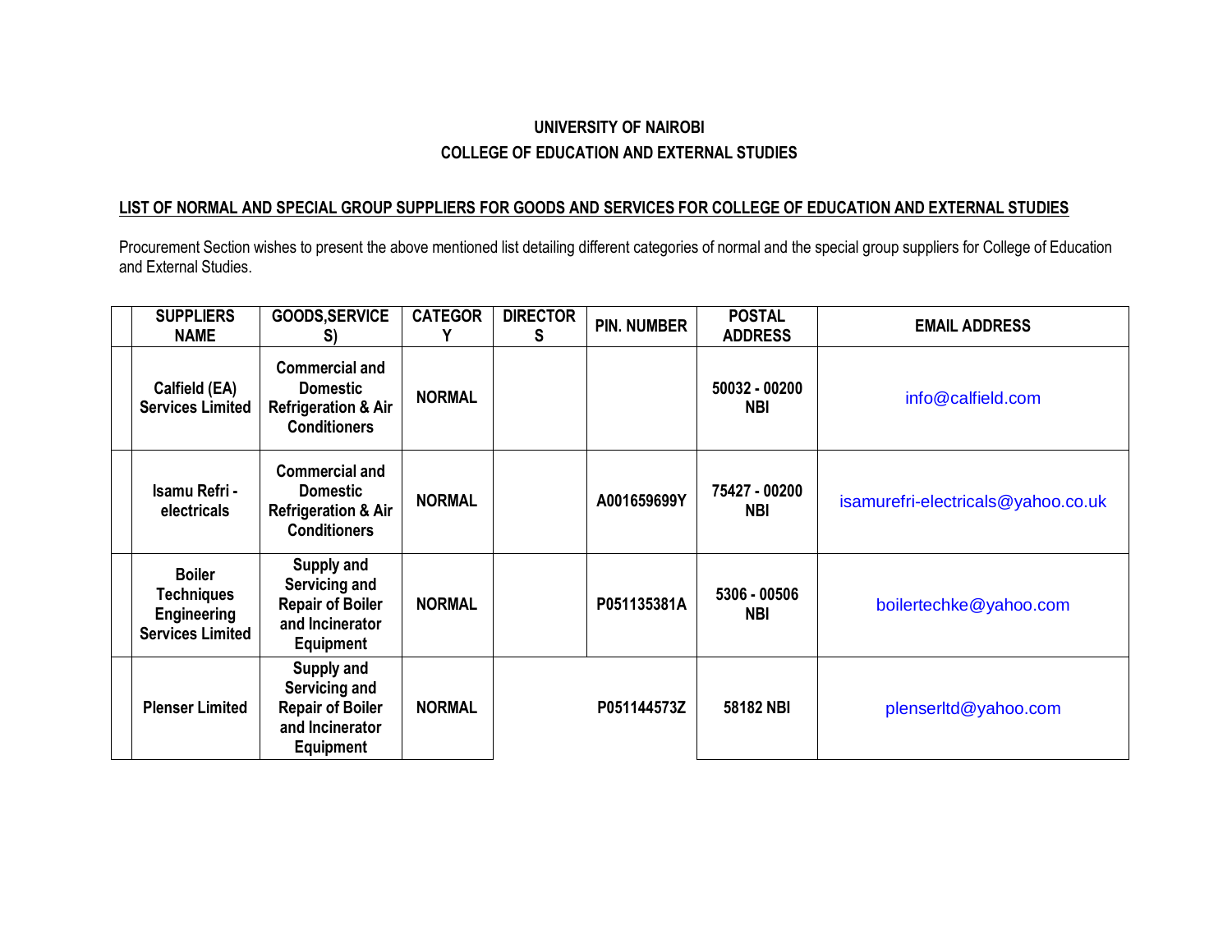**UNIVERSITY OF NAIROBI**

**COLLEGE OF EDUCATION AND EXTERNAL STUDIES**

**LIST OF NORMAL AND SPECIAL GROUP SUPPLIERS FOR GOODS AND SERVICES FOR COLLEGE OF EDUCATION AND EXTERNAL STUDIES**

Procurement Section wishes to present the above mentioned list detailing different categories of normal and the special group suppliers for College of Education and External Studies.

| | SUPPLIERS NAME | GOODS,SERVICES) | CATEGORY | DIRECTORS | PIN. NUMBER | POSTAL ADDRESS | EMAIL ADDRESS |
|---|---|---|---|---|---|---|---|
| | Calfield (EA) Services Limited | Commercial and Domestic Refrigeration & Air Conditioners | NORMAL | | | 50032 - 00200 NBI | info@calfield.com |
| | Isamu Refri - electricals | Commercial and Domestic Refrigeration & Air Conditioners | NORMAL | | A001659699Y | 75427 - 00200 NBI | isamurefri-electricals@yahoo.co.uk |
| | Boiler Techniques Engineering Services Limited | Supply and Servicing and Repair of Boiler and Incinerator Equipment | NORMAL | | P051135381A | 5306 - 00506 NBI | boilertechke@yahoo.com |
| | Plenser Limited | Supply and Servicing and Repair of Boiler and Incinerator Equipment | NORMAL | | P051144573Z | 58182 NBI | plenserltd@yahoo.com |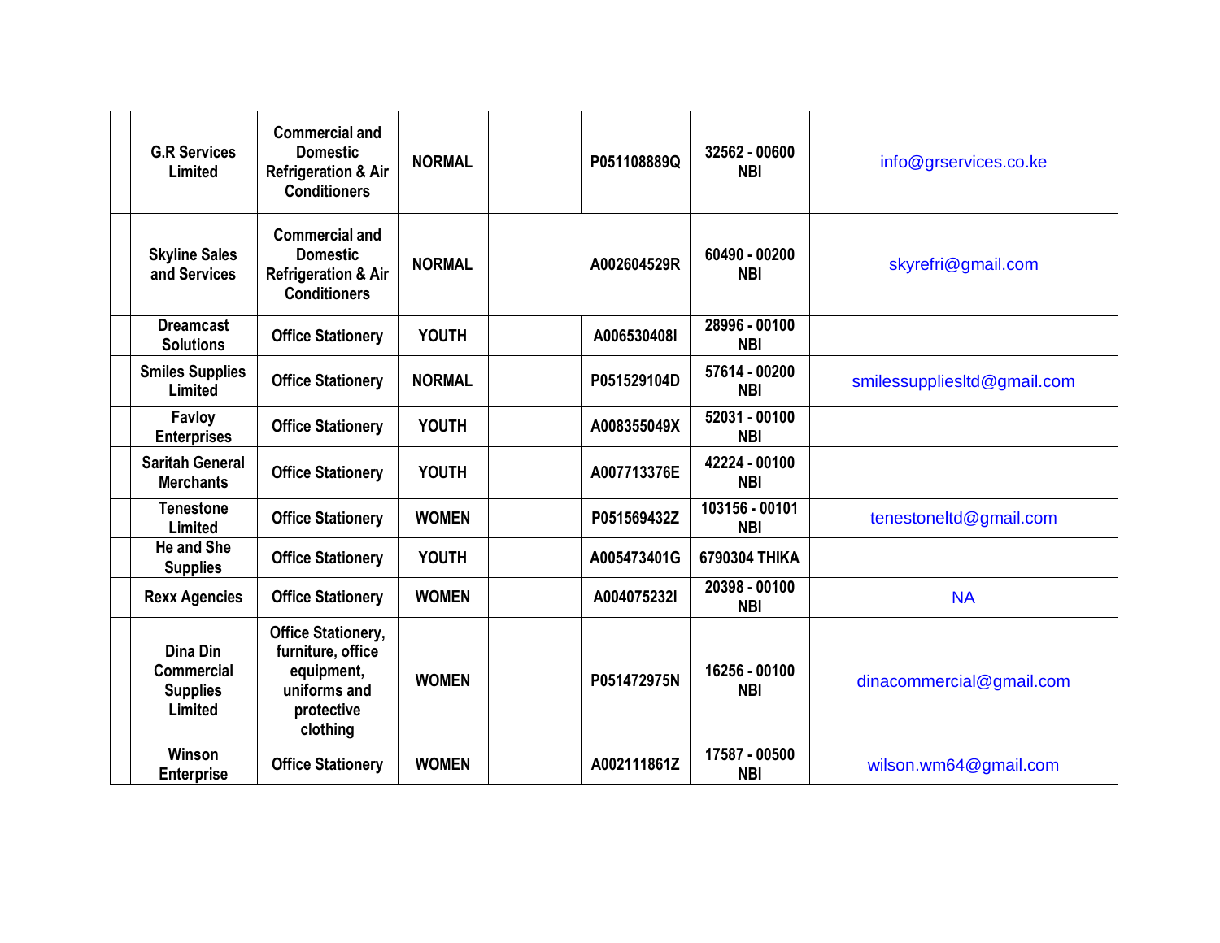| | | | | | | | |
|---|---|---|---|---|---|---|---|
| | G.R Services Limited | Commercial and Domestic Refrigeration & Air Conditioners | NORMAL | | P051108889Q | 32562 - 00600 NBI | info@grservices.co.ke |
| | Skyline Sales and Services | Commercial and Domestic Refrigeration & Air Conditioners | NORMAL | | A002604529R | 60490 - 00200 NBI | skyrefri@gmail.com |
| | Dreamcast Solutions | Office Stationery | YOUTH | | A006530408I | 28996 - 00100 NBI | |
| | Smiles Supplies Limited | Office Stationery | NORMAL | | P051529104D | 57614 - 00200 NBI | smilessuppliesltd@gmail.com |
| | Favloy Enterprises | Office Stationery | YOUTH | | A008355049X | 52031 - 00100 NBI | |
| | Saritah General Merchants | Office Stationery | YOUTH | | A007713376E | 42224 - 00100 NBI | |
| | Tenestone Limited | Office Stationery | WOMEN | | P051569432Z | 103156 - 00101 NBI | tenestoneltd@gmail.com |
| | He and She Supplies | Office Stationery | YOUTH | | A005473401G | 6790304 THIKA | |
| | Rexx Agencies | Office Stationery | WOMEN | | A004075232I | 20398 - 00100 NBI | NA |
| | Dina Din Commercial Supplies Limited | Office Stationery, furniture, office equipment, uniforms and protective clothing | WOMEN | | P051472975N | 16256 - 00100 NBI | dinacommercial@gmail.com |
| | Winson Enterprise | Office Stationery | WOMEN | | A002111861Z | 17587 - 00500 NBI | wilson.wm64@gmail.com |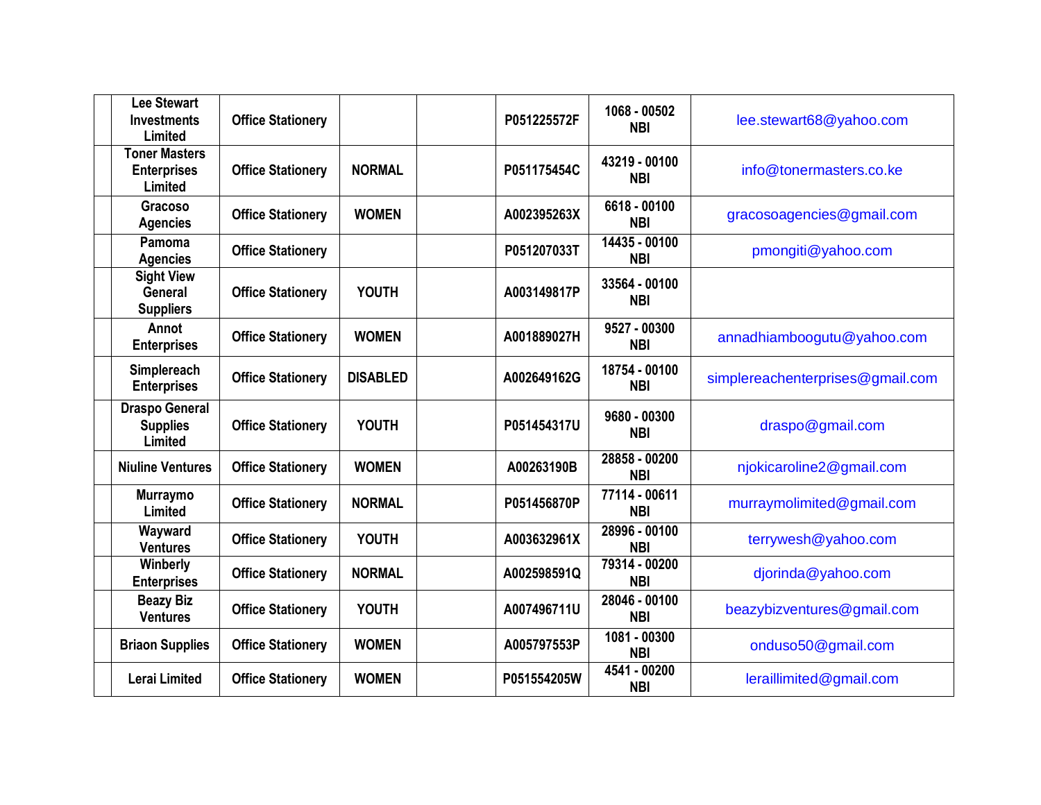| | | | | | | | |
|---|---|---|---|---|---|---|---|
| | Lee Stewart Investments Limited | Office Stationery | | | P051225572F | 1068 - 00502 NBI | lee.stewart68@yahoo.com |
| | Toner Masters Enterprises Limited | Office Stationery | NORMAL | | P051175454C | 43219 - 00100 NBI | info@tonermasters.co.ke |
| | Gracoso Agencies | Office Stationery | WOMEN | | A002395263X | 6618 - 00100 NBI | gracosoagencies@gmail.com |
| | Pamoma Agencies | Office Stationery | | | P051207033T | 14435 - 00100 NBI | pmongiti@yahoo.com |
| | Sight View General Suppliers | Office Stationery | YOUTH | | A003149817P | 33564 - 00100 NBI | |
| | Annot Enterprises | Office Stationery | WOMEN | | A001889027H | 9527 - 00300 NBI | annadhiamboogutu@yahoo.com |
| | Simplereach Enterprises | Office Stationery | DISABLED | | A002649162G | 18754 - 00100 NBI | simplereachenterprises@gmail.com |
| | Draspo General Supplies Limited | Office Stationery | YOUTH | | P051454317U | 9680 - 00300 NBI | draspo@gmail.com |
| | Niuline Ventures | Office Stationery | WOMEN | | A00263190B | 28858 - 00200 NBI | njokicaroline2@gmail.com |
| | Murraymo Limited | Office Stationery | NORMAL | | P051456870P | 77114 - 00611 NBI | murraymolimited@gmail.com |
| | Wayward Ventures | Office Stationery | YOUTH | | A003632961X | 28996 - 00100 NBI | terrywesh@yahoo.com |
| | Winberly Enterprises | Office Stationery | NORMAL | | A002598591Q | 79314 - 00200 NBI | djorinda@yahoo.com |
| | Beazy Biz Ventures | Office Stationery | YOUTH | | A007496711U | 28046 - 00100 NBI | beazybizventures@gmail.com |
| | Briaon Supplies | Office Stationery | WOMEN | | A005797553P | 1081 - 00300 NBI | onduso50@gmail.com |
| | Lerai Limited | Office Stationery | WOMEN | | P051554205W | 4541 - 00200 NBI | leraillimited@gmail.com |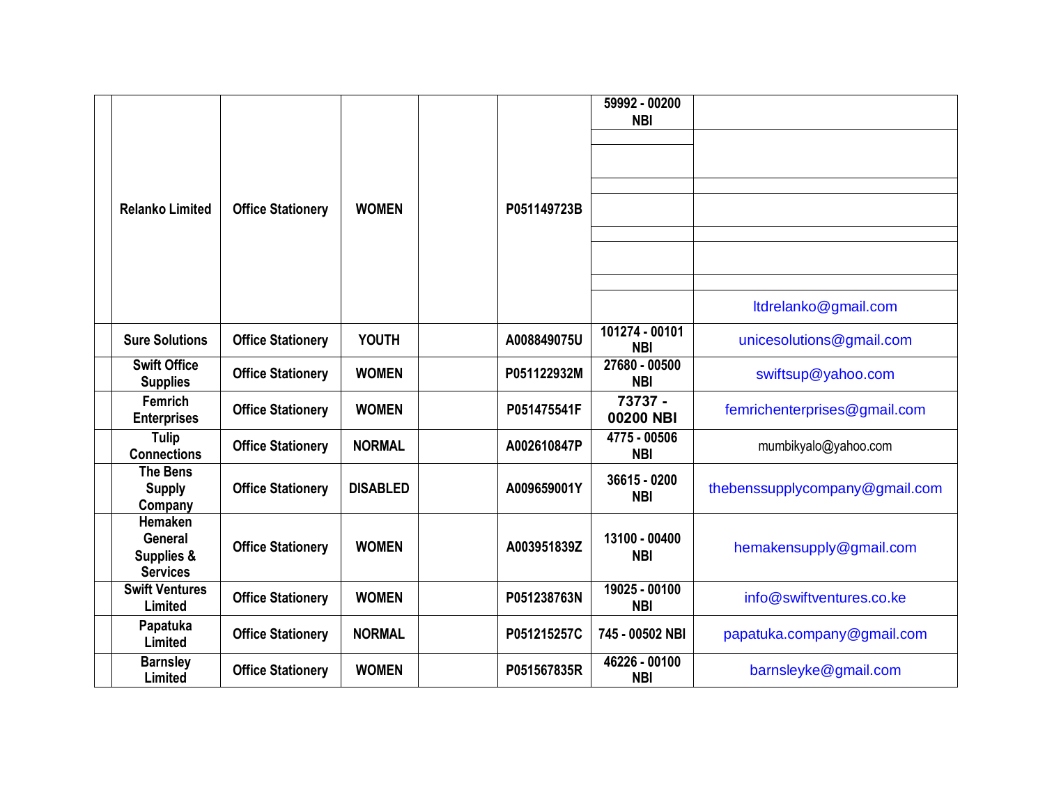|  |  |  |  |  |  |  |  |
|---|---|---|---|---|---|---|---|
|  | Relanko Limited | Office Stationery | WOMEN |  | P051149723B | 59992 - 00200 NBI | ltdrelanko@gmail.com |
|  | Sure Solutions | Office Stationery | YOUTH |  | A008849075U | 101274 - 00101 NBI | unicesolutions@gmail.com |
|  | Swift Office Supplies | Office Stationery | WOMEN |  | P051122932M | 27680 - 00500 NBI | swiftsup@yahoo.com |
|  | Femrich Enterprises | Office Stationery | WOMEN |  | P051475541F | 73737 - 00200 NBI | femrichenterprises@gmail.com |
|  | Tulip Connections | Office Stationery | NORMAL |  | A002610847P | 4775 - 00506 NBI | mumbikyalo@yahoo.com |
|  | The Bens Supply Company | Office Stationery | DISABLED |  | A009659001Y | 36615 - 0200 NBI | thebenssupplycompany@gmail.com |
|  | Hemaken General Supplies & Services | Office Stationery | WOMEN |  | A003951839Z | 13100 - 00400 NBI | hemakensupply@gmail.com |
|  | Swift Ventures Limited | Office Stationery | WOMEN |  | P051238763N | 19025 - 00100 NBI | info@swiftventures.co.ke |
|  | Papatuka Limited | Office Stationery | NORMAL |  | P051215257C | 745 - 00502 NBI | papatuka.company@gmail.com |
|  | Barnsley Limited | Office Stationery | WOMEN |  | P051567835R | 46226 - 00100 NBI | barnsleyke@gmail.com |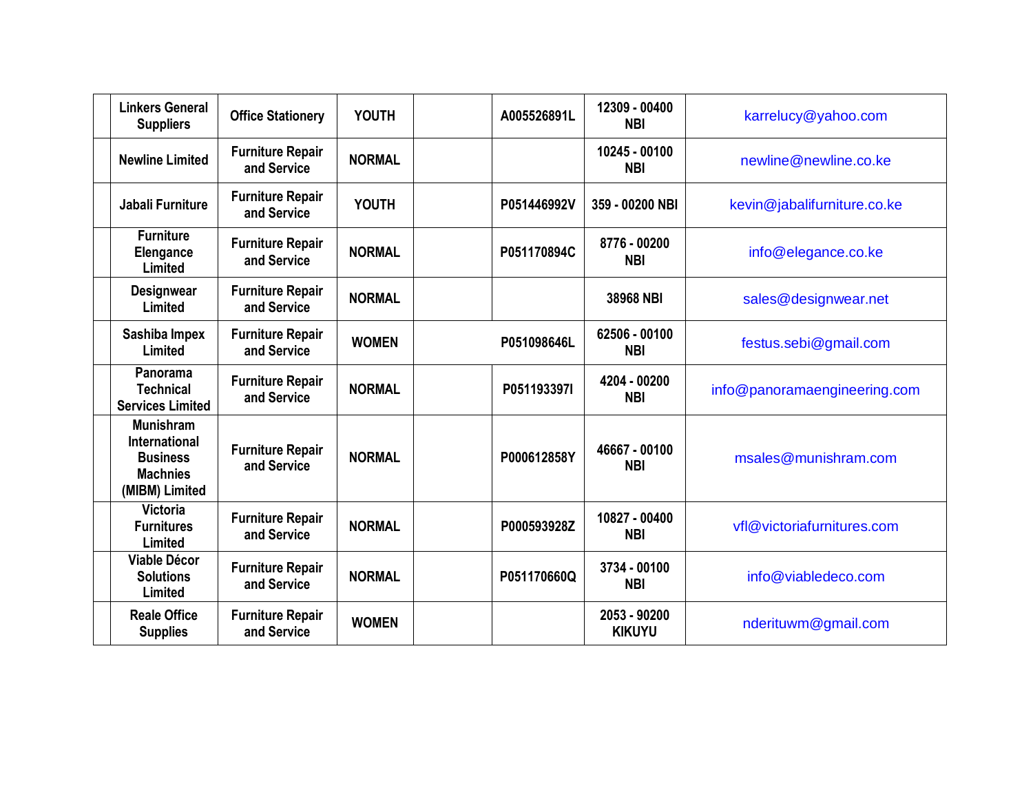| | | | | | | | |
|---|---|---|---|---|---|---|---|
| | Linkers General Suppliers | Office Stationery | YOUTH | | A005526891L | 12309 - 00400 NBI | karrelucy@yahoo.com |
| | Newline Limited | Furniture Repair and Service | NORMAL | | | 10245 - 00100 NBI | newline@newline.co.ke |
| | Jabali Furniture | Furniture Repair and Service | YOUTH | | P051446992V | 359 - 00200 NBI | kevin@jabalifurniture.co.ke |
| | Furniture Elengance Limited | Furniture Repair and Service | NORMAL | | P051170894C | 8776 - 00200 NBI | info@elegance.co.ke |
| | Designwear Limited | Furniture Repair and Service | NORMAL | | | 38968 NBI | sales@designwear.net |
| | Sashiba Impex Limited | Furniture Repair and Service | WOMEN | | P051098646L | 62506 - 00100 NBI | festus.sebi@gmail.com |
| | Panorama Technical Services Limited | Furniture Repair and Service | NORMAL | | P051193397I | 4204 - 00200 NBI | info@panoramaengineering.com |
| | Munishram International Business Machnies (MIBM) Limited | Furniture Repair and Service | NORMAL | | P000612858Y | 46667 - 00100 NBI | msales@munishram.com |
| | Victoria Furnitures Limited | Furniture Repair and Service | NORMAL | | P000593928Z | 10827 - 00400 NBI | vfl@victoriafurnitures.com |
| | Viable Décor Solutions Limited | Furniture Repair and Service | NORMAL | | P051170660Q | 3734 - 00100 NBI | info@viabledeco.com |
| | Reale Office Supplies | Furniture Repair and Service | WOMEN | | | 2053 - 90200 KIKUYU | nderituwm@gmail.com |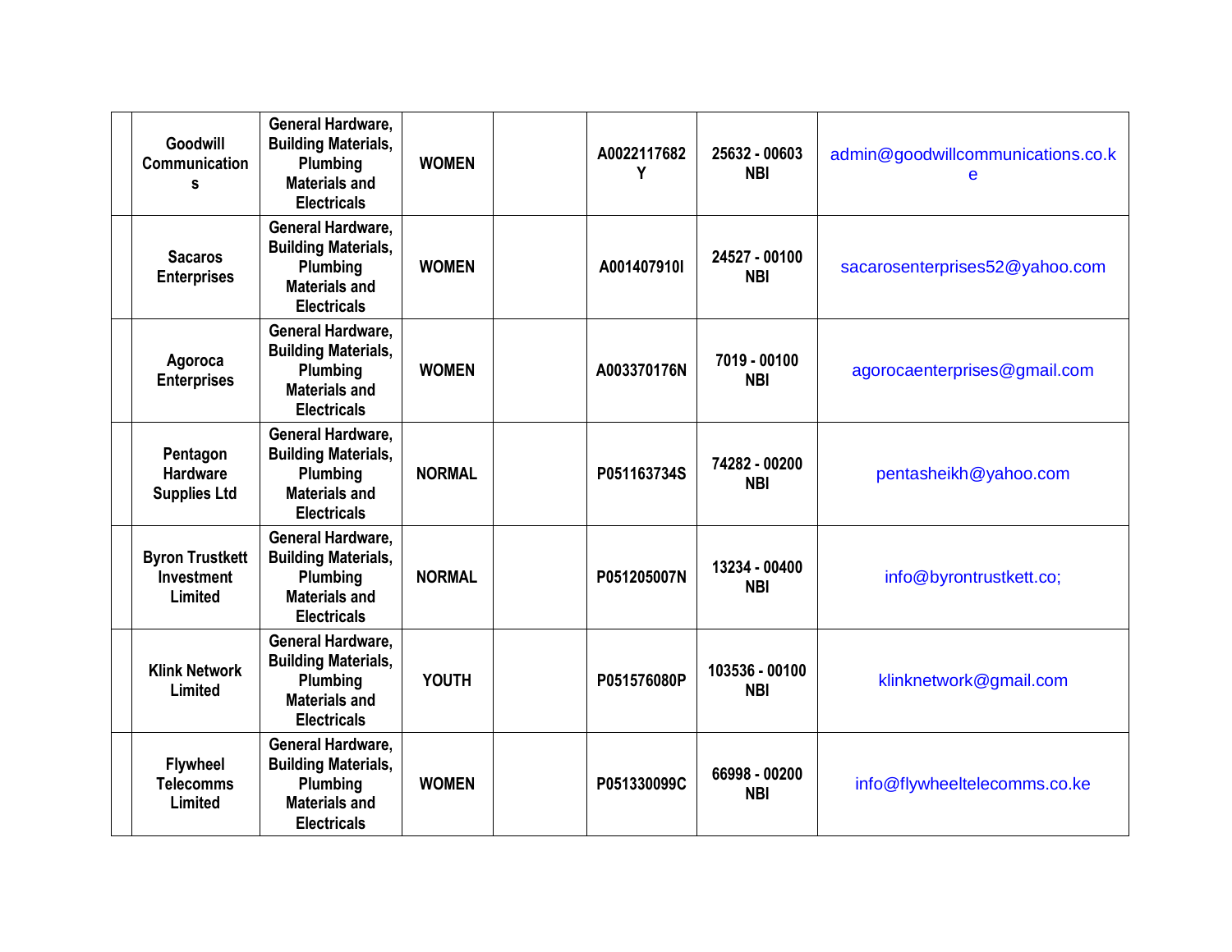| | | | | | | | |
|---|---|---|---|---|---|---|---|
| | Goodwill Communications | General Hardware, Building Materials, Plumbing Materials and Electricals | WOMEN | | A0022117682Y | 25632 - 00603 NBI | admin@goodwillcommunications.co.ke |
| | Sacaros Enterprises | General Hardware, Building Materials, Plumbing Materials and Electricals | WOMEN | | A001407910I | 24527 - 00100 NBI | sacarosenterprises52@yahoo.com |
| | Agoroca Enterprises | General Hardware, Building Materials, Plumbing Materials and Electricals | WOMEN | | A003370176N | 7019 - 00100 NBI | agorocaenterprises@gmail.com |
| | Pentagon Hardware Supplies Ltd | General Hardware, Building Materials, Plumbing Materials and Electricals | NORMAL | | P051163734S | 74282 - 00200 NBI | pentasheikh@yahoo.com |
| | Byron Trustkett Investment Limited | General Hardware, Building Materials, Plumbing Materials and Electricals | NORMAL | | P051205007N | 13234 - 00400 NBI | info@byrontrustkett.co; |
| | Klink Network Limited | General Hardware, Building Materials, Plumbing Materials and Electricals | YOUTH | | P051576080P | 103536 - 00100 NBI | klinknetwork@gmail.com |
| | Flywheel Telecomms Limited | General Hardware, Building Materials, Plumbing Materials and Electricals | WOMEN | | P051330099C | 66998 - 00200 NBI | info@flywheeltelecomms.co.ke |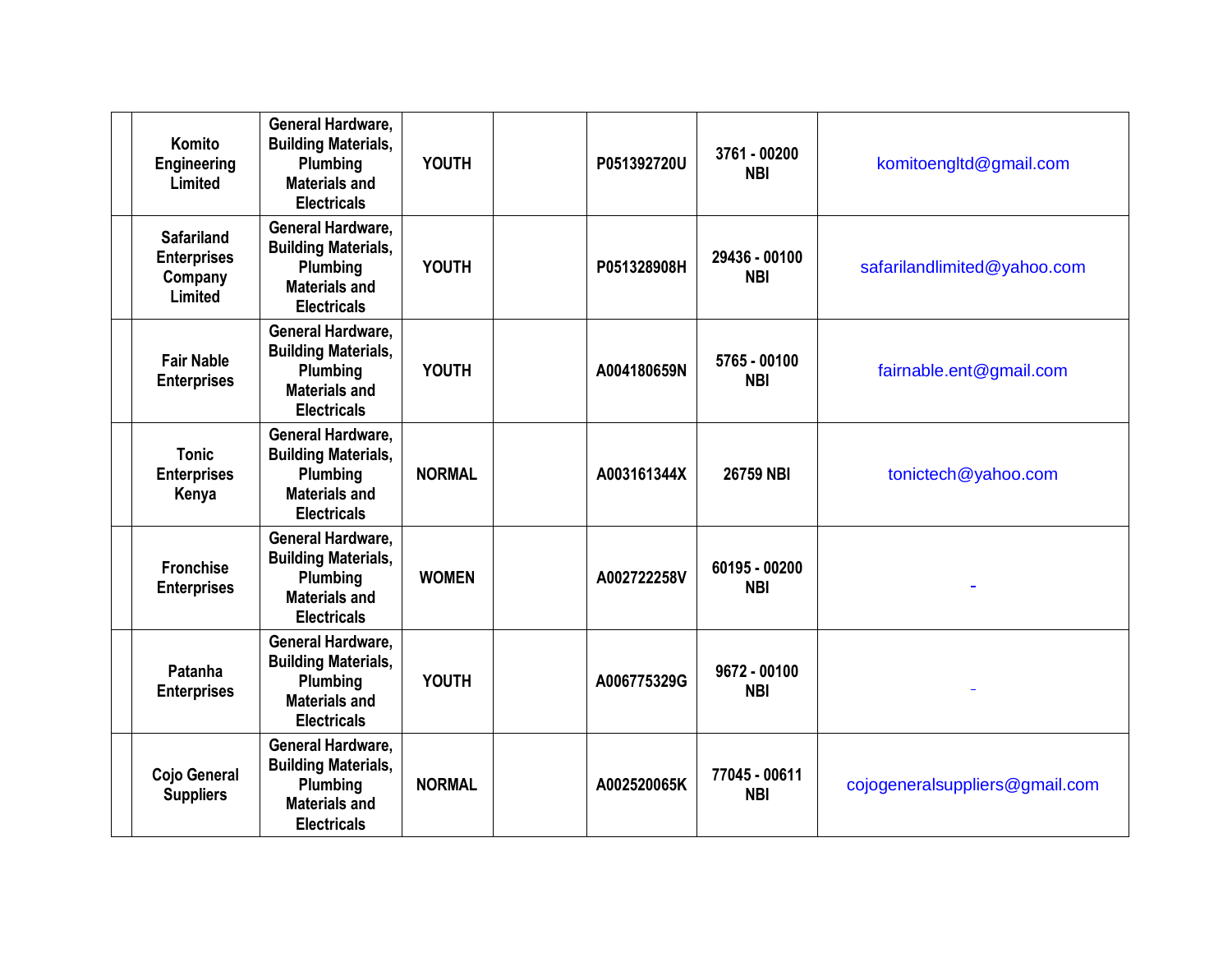|  |  |  |  |  |  |  |  |
|---|---|---|---|---|---|---|---|
|  | Komito Engineering Limited | General Hardware, Building Materials, Plumbing Materials and Electricals | YOUTH |  | P051392720U | 3761 - 00200 NBI | komitoengltd@gmail.com |
|  | Safariland Enterprises Company Limited | General Hardware, Building Materials, Plumbing Materials and Electricals | YOUTH |  | P051328908H | 29436 - 00100 NBI | safarilandlimited@yahoo.com |
|  | Fair Nable Enterprises | General Hardware, Building Materials, Plumbing Materials and Electricals | YOUTH |  | A004180659N | 5765 - 00100 NBI | fairnable.ent@gmail.com |
|  | Tonic Enterprises Kenya | General Hardware, Building Materials, Plumbing Materials and Electricals | NORMAL |  | A003161344X | 26759 NBI | tonictech@yahoo.com |
|  | Fronchise Enterprises | General Hardware, Building Materials, Plumbing Materials and Electricals | WOMEN |  | A002722258V | 60195 - 00200 NBI | - |
|  | Patanha Enterprises | General Hardware, Building Materials, Plumbing Materials and Electricals | YOUTH |  | A006775329G | 9672 - 00100 NBI | - |
|  | Cojo General Suppliers | General Hardware, Building Materials, Plumbing Materials and Electricals | NORMAL |  | A002520065K | 77045 - 00611 NBI | cojogeneralsuppliers@gmail.com |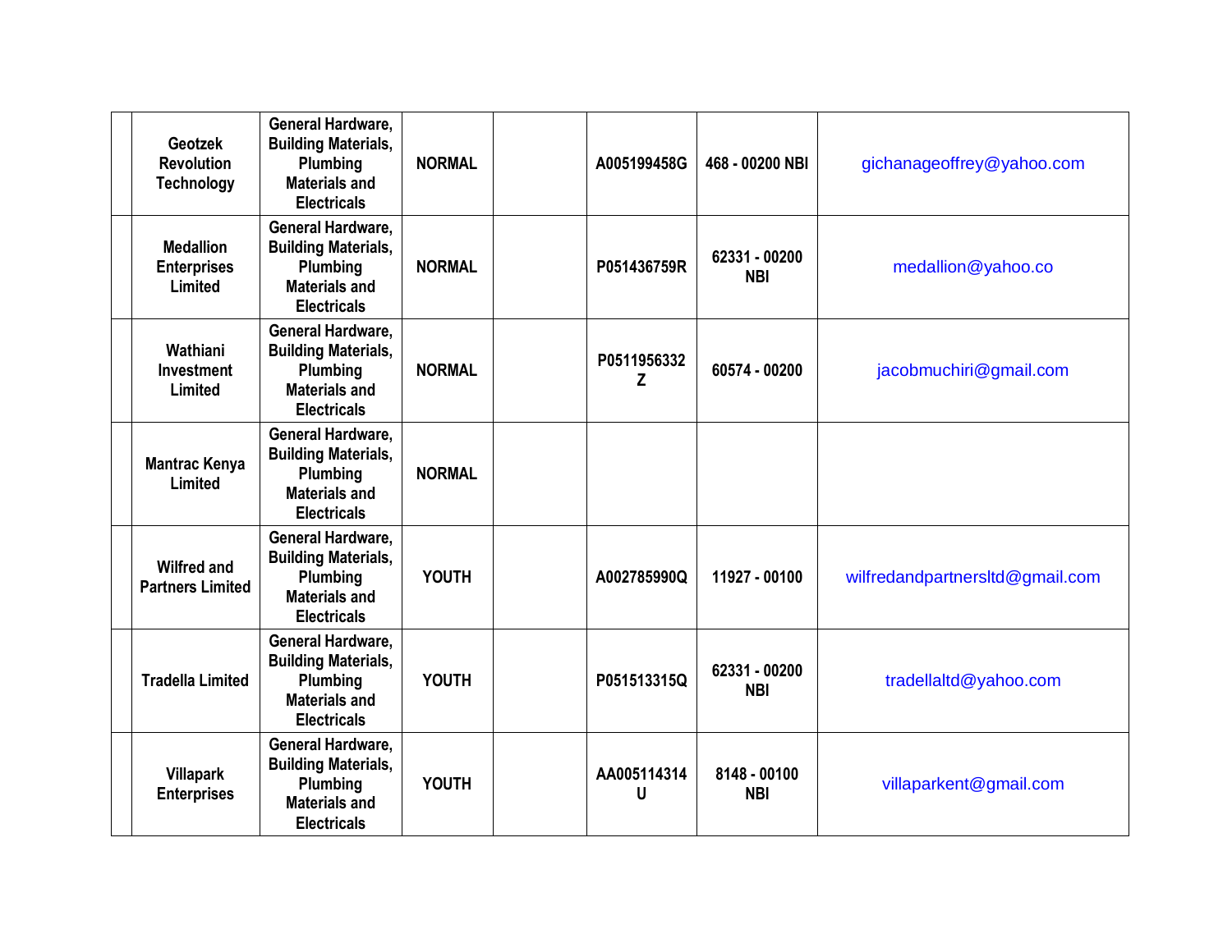| | | | | | | | |
|---|---|---|---|---|---|---|---|
| | Geotzek Revolution Technology | General Hardware, Building Materials, Plumbing Materials and Electricals | NORMAL | | A005199458G | 468 - 00200 NBI | gichanageoffrey@yahoo.com |
| | Medallion Enterprises Limited | General Hardware, Building Materials, Plumbing Materials and Electricals | NORMAL | | P051436759R | 62331 - 00200 NBI | medallion@yahoo.co |
| | Wathiani Investment Limited | General Hardware, Building Materials, Plumbing Materials and Electricals | NORMAL | | P0511956332 Z | 60574 - 00200 | jacobmuchiri@gmail.com |
| | Mantrac Kenya Limited | General Hardware, Building Materials, Plumbing Materials and Electricals | NORMAL | | | | |
| | Wilfred and Partners Limited | General Hardware, Building Materials, Plumbing Materials and Electricals | YOUTH | | A002785990Q | 11927 - 00100 | wilfredandpartnersltd@gmail.com |
| | Tradella Limited | General Hardware, Building Materials, Plumbing Materials and Electricals | YOUTH | | P051513315Q | 62331 - 00200 NBI | tradellaltd@yahoo.com |
| | Villapark Enterprises | General Hardware, Building Materials, Plumbing Materials and Electricals | YOUTH | | AA005114314 U | 8148 - 00100 NBI | villaparkent@gmail.com |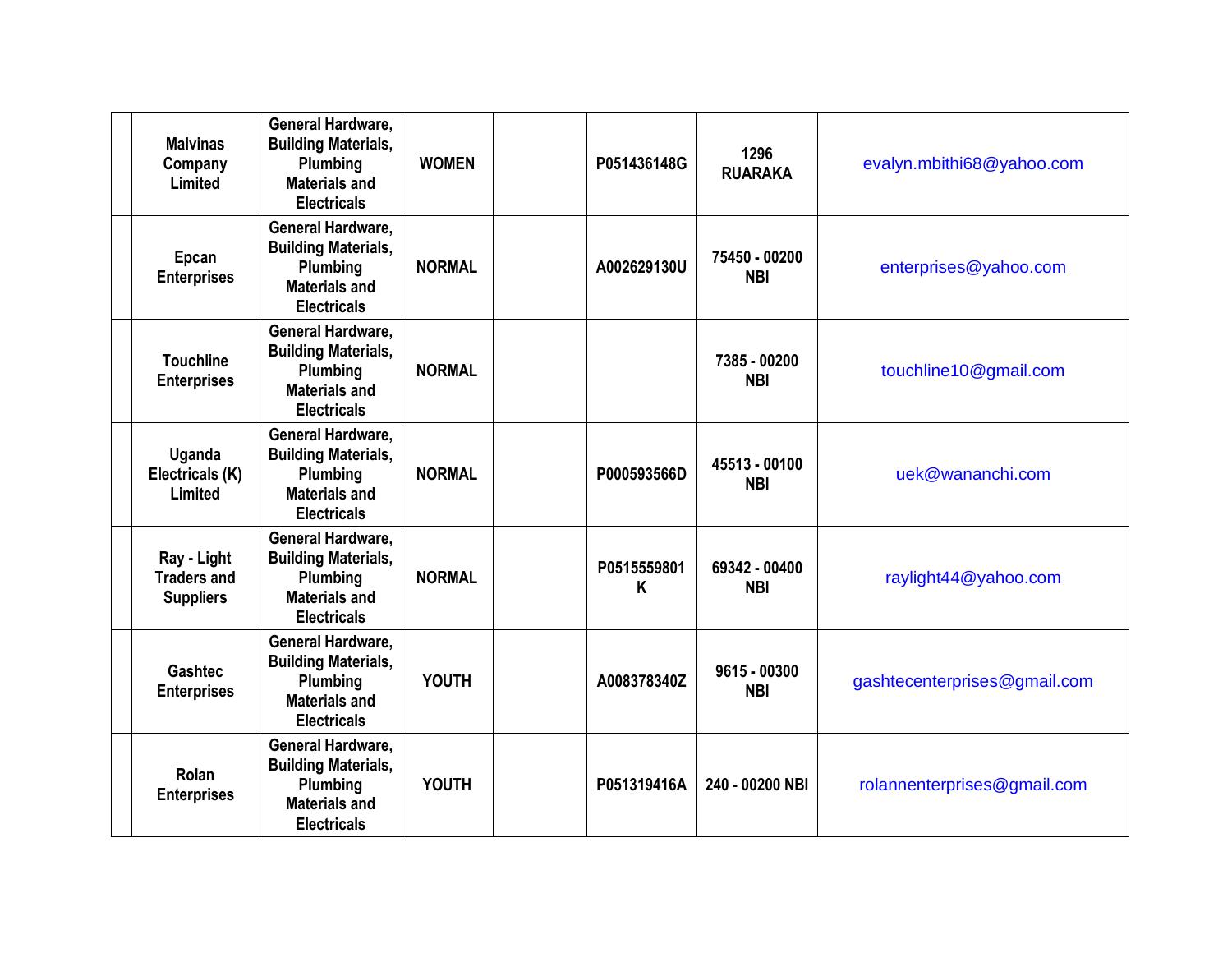|  |  |  |  |  |  |  |  |
|---|---|---|---|---|---|---|---|
|  | Malvinas Company Limited | General Hardware, Building Materials, Plumbing Materials and Electricals | WOMEN |  | P051436148G | 1296 RUARAKA | evalyn.mbithi68@yahoo.com |
|  | Epcan Enterprises | General Hardware, Building Materials, Plumbing Materials and Electricals | NORMAL |  | A002629130U | 75450 - 00200 NBI | enterprises@yahoo.com |
|  | Touchline Enterprises | General Hardware, Building Materials, Plumbing Materials and Electricals | NORMAL |  |  | 7385 - 00200 NBI | touchline10@gmail.com |
|  | Uganda Electricals (K) Limited | General Hardware, Building Materials, Plumbing Materials and Electricals | NORMAL |  | P000593566D | 45513 - 00100 NBI | uek@wananchi.com |
|  | Ray - Light Traders and Suppliers | General Hardware, Building Materials, Plumbing Materials and Electricals | NORMAL |  | P0515559801 K | 69342 - 00400 NBI | raylight44@yahoo.com |
|  | Gashtec Enterprises | General Hardware, Building Materials, Plumbing Materials and Electricals | YOUTH |  | A008378340Z | 9615 - 00300 NBI | gashtecenterprises@gmail.com |
|  | Rolan Enterprises | General Hardware, Building Materials, Plumbing Materials and Electricals | YOUTH |  | P051319416A | 240 - 00200 NBI | rolannenterprises@gmail.com |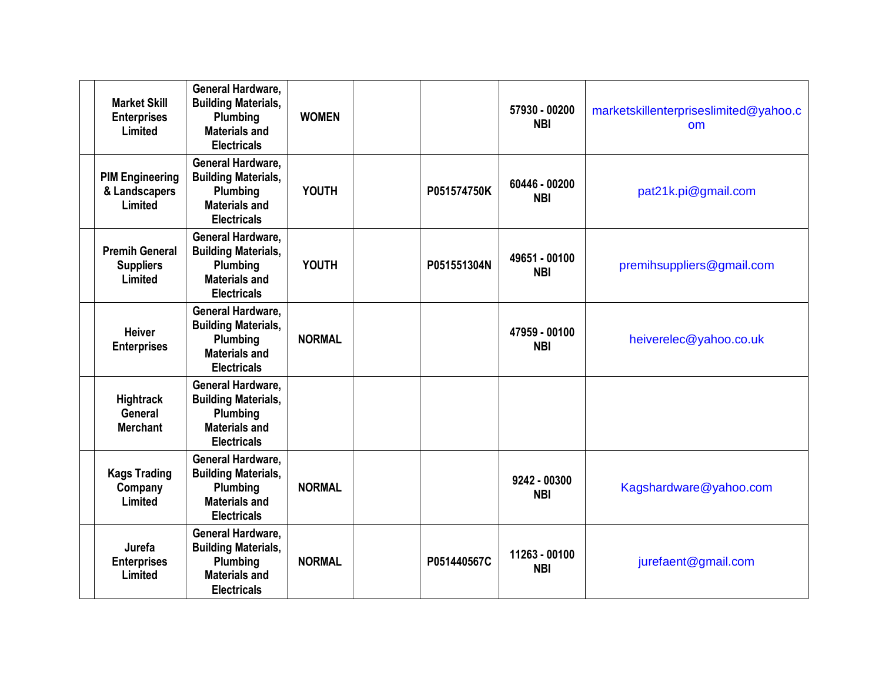| | | | | | | | |
|---|---|---|---|---|---|---|---|
| | **Market Skill Enterprises Limited** | **General Hardware, Building Materials, Plumbing Materials and Electricals** | **WOMEN** | | | **57930 - 00200 NBI** | marketskillenterpriseslimited@yahoo.com |
| | **PIM Engineering & Landscapers Limited** | **General Hardware, Building Materials, Plumbing Materials and Electricals** | **YOUTH** | | **P051574750K** | **60446 - 00200 NBI** | pat21k.pi@gmail.com |
| | **Premih General Suppliers Limited** | **General Hardware, Building Materials, Plumbing Materials and Electricals** | **YOUTH** | | **P051551304N** | **49651 - 00100 NBI** | premihsuppliers@gmail.com |
| | **Heiver Enterprises** | **General Hardware, Building Materials, Plumbing Materials and Electricals** | **NORMAL** | | | **47959 - 00100 NBI** | heiverelec@yahoo.co.uk |
| | **Hightrack General Merchant** | **General Hardware, Building Materials, Plumbing Materials and Electricals** | | | | | |
| | **Kags Trading Company Limited** | **General Hardware, Building Materials, Plumbing Materials and Electricals** | **NORMAL** | | | **9242 - 00300 NBI** | Kagshardware@yahoo.com |
| | **Jurefa Enterprises Limited** | **General Hardware, Building Materials, Plumbing Materials and Electricals** | **NORMAL** | | **P051440567C** | **11263 - 00100 NBI** | jurefaent@gmail.com |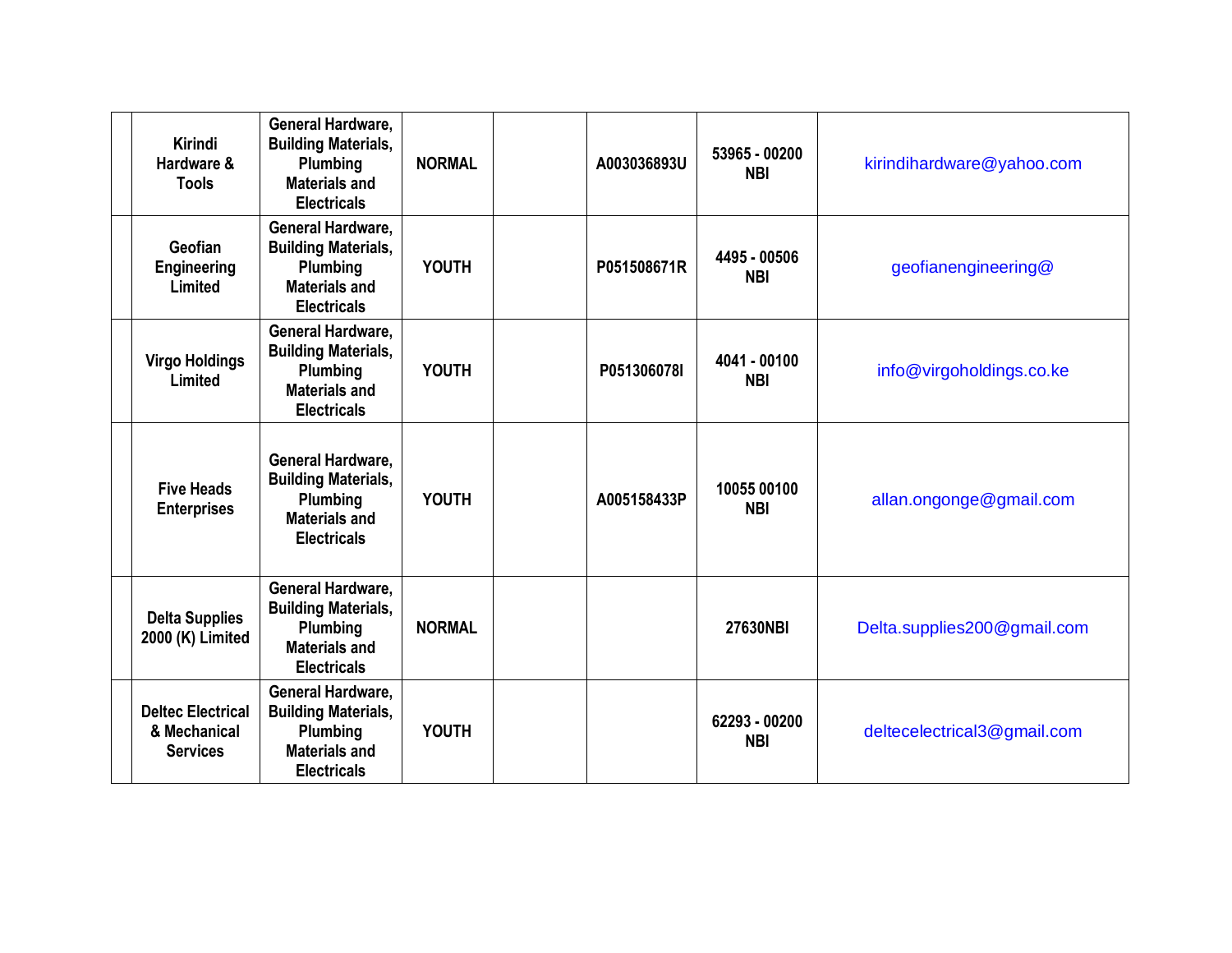|  |  |  |  |  |  |  |  |
|---|---|---|---|---|---|---|---|
|  | **Kirindi Hardware & Tools** | **General Hardware, Building Materials, Plumbing Materials and Electricals** | **NORMAL** |  | **A003036893U** | **53965 - 00200 NBI** | kirindihardware@yahoo.com |
|  | **Geofian Engineering Limited** | **General Hardware, Building Materials, Plumbing Materials and Electricals** | **YOUTH** |  | **P051508671R** | **4495 - 00506 NBI** | geofianengineering@ |
|  | **Virgo Holdings Limited** | **General Hardware, Building Materials, Plumbing Materials and Electricals** | **YOUTH** |  | **P051306078I** | **4041 - 00100 NBI** | info@virgoholdings.co.ke |
|  | **Five Heads Enterprises** | **General Hardware, Building Materials, Plumbing Materials and Electricals** | **YOUTH** |  | **A005158433P** | **10055 00100 NBI** | allan.ongonge@gmail.com |
|  | **Delta Supplies 2000 (K) Limited** | **General Hardware, Building Materials, Plumbing Materials and Electricals** | **NORMAL** |  |  | **27630NBI** | Delta.supplies200@gmail.com |
|  | **Deltec Electrical & Mechanical Services** | **General Hardware, Building Materials, Plumbing Materials and Electricals** | **YOUTH** |  |  | **62293 - 00200 NBI** | deltecelectrical3@gmail.com |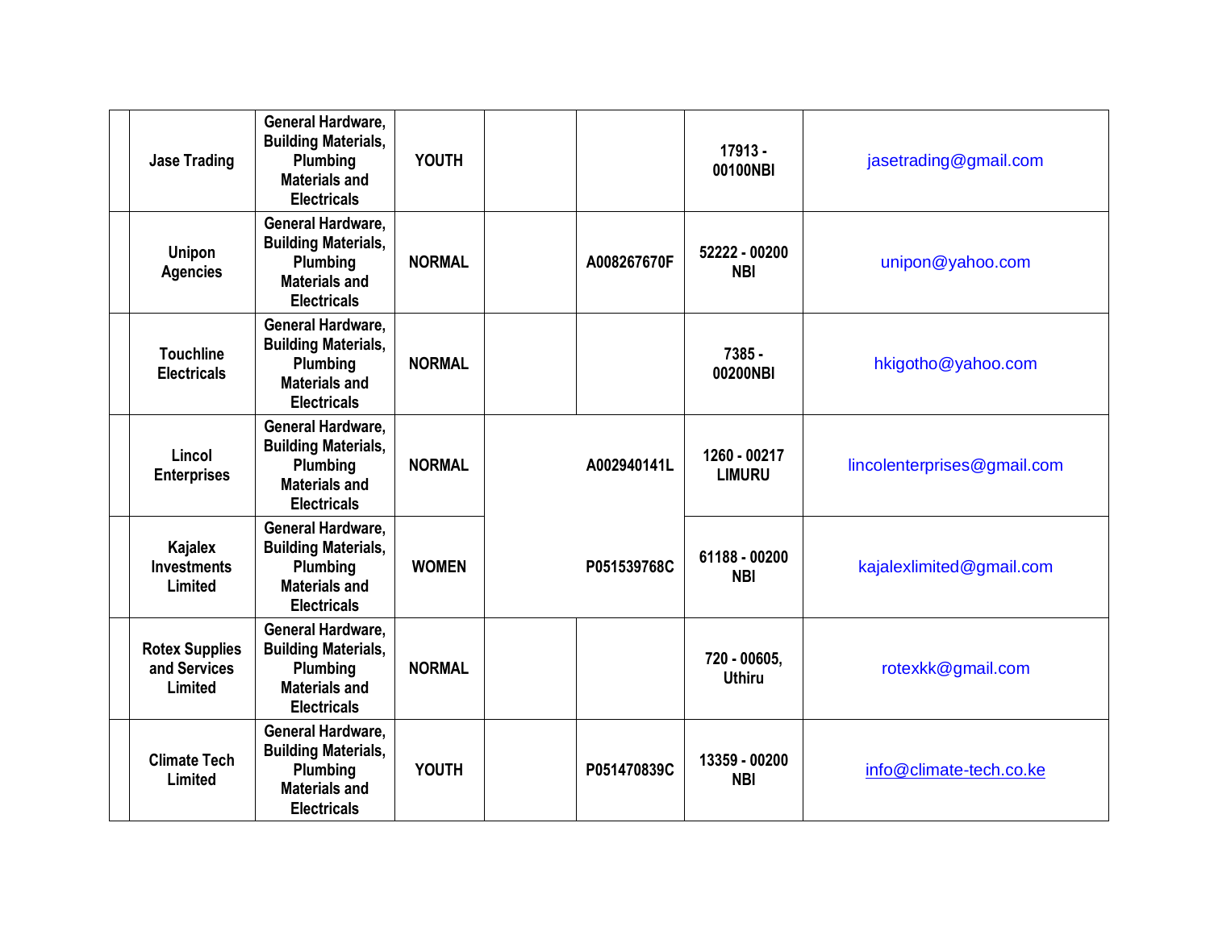| | | | | | | | |
|---|---|---|---|---|---|---|---|
| | Jase Trading | General Hardware, Building Materials, Plumbing Materials and Electricals | YOUTH | | | 17913 - 00100NBI | jasetrading@gmail.com |
| | Unipon Agencies | General Hardware, Building Materials, Plumbing Materials and Electricals | NORMAL | | A008267670F | 52222 - 00200 NBI | unipon@yahoo.com |
| | Touchline Electricals | General Hardware, Building Materials, Plumbing Materials and Electricals | NORMAL | | | 7385 - 00200NBI | hkigotho@yahoo.com |
| | Lincol Enterprises | General Hardware, Building Materials, Plumbing Materials and Electricals | NORMAL | | A002940141L | 1260 - 00217 LIMURU | lincolenterprises@gmail.com |
| | Kajalex Investments Limited | General Hardware, Building Materials, Plumbing Materials and Electricals | WOMEN | | P051539768C | 61188 - 00200 NBI | kajalexlimited@gmail.com |
| | Rotex Supplies and Services Limited | General Hardware, Building Materials, Plumbing Materials and Electricals | NORMAL | | | 720 - 00605, Uthiru | rotexkk@gmail.com |
| | Climate Tech Limited | General Hardware, Building Materials, Plumbing Materials and Electricals | YOUTH | | P051470839C | 13359 - 00200 NBI | info@climate-tech.co.ke |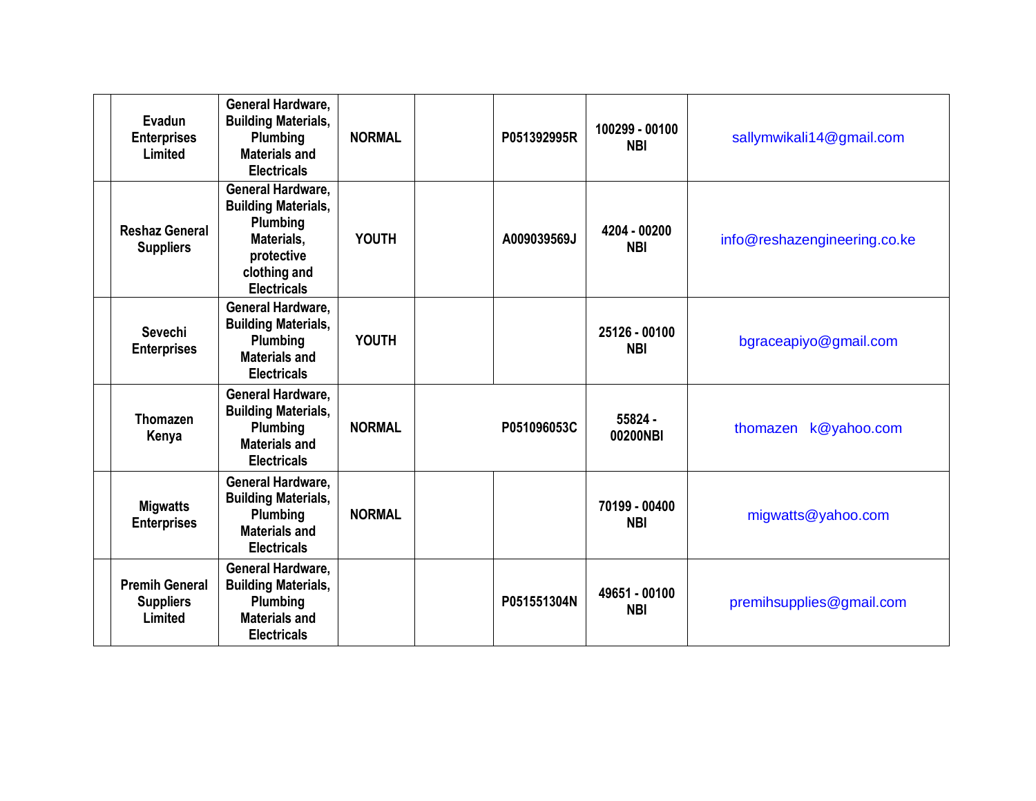| | | | | | | | |
|---|---|---|---|---|---|---|---|
| | **Evadun Enterprises Limited** | **General Hardware, Building Materials, Plumbing Materials and Electricals** | **NORMAL** | | **P051392995R** | **100299 - 00100 NBI** | sallymwikali14@gmail.com |
| | **Reshaz General Suppliers** | **General Hardware, Building Materials, Plumbing Materials, protective clothing and Electricals** | **YOUTH** | | **A009039569J** | **4204 - 00200 NBI** | info@reshazengineering.co.ke |
| | **Sevechi Enterprises** | **General Hardware, Building Materials, Plumbing Materials and Electricals** | **YOUTH** | | | **25126 - 00100 NBI** | bgraceapiyo@gmail.com |
| | **Thomazen Kenya** | **General Hardware, Building Materials, Plumbing Materials and Electricals** | **NORMAL** | | **P051096053C** | **55824 - 00200NBI** | thomazen k@yahoo.com |
| | **Migwatts Enterprises** | **General Hardware, Building Materials, Plumbing Materials and Electricals** | **NORMAL** | | | **70199 - 00400 NBI** | migwatts@yahoo.com |
| | **Premih General Suppliers Limited** | **General Hardware, Building Materials, Plumbing Materials and Electricals** | | | **P051551304N** | **49651 - 00100 NBI** | premihsupplies@gmail.com |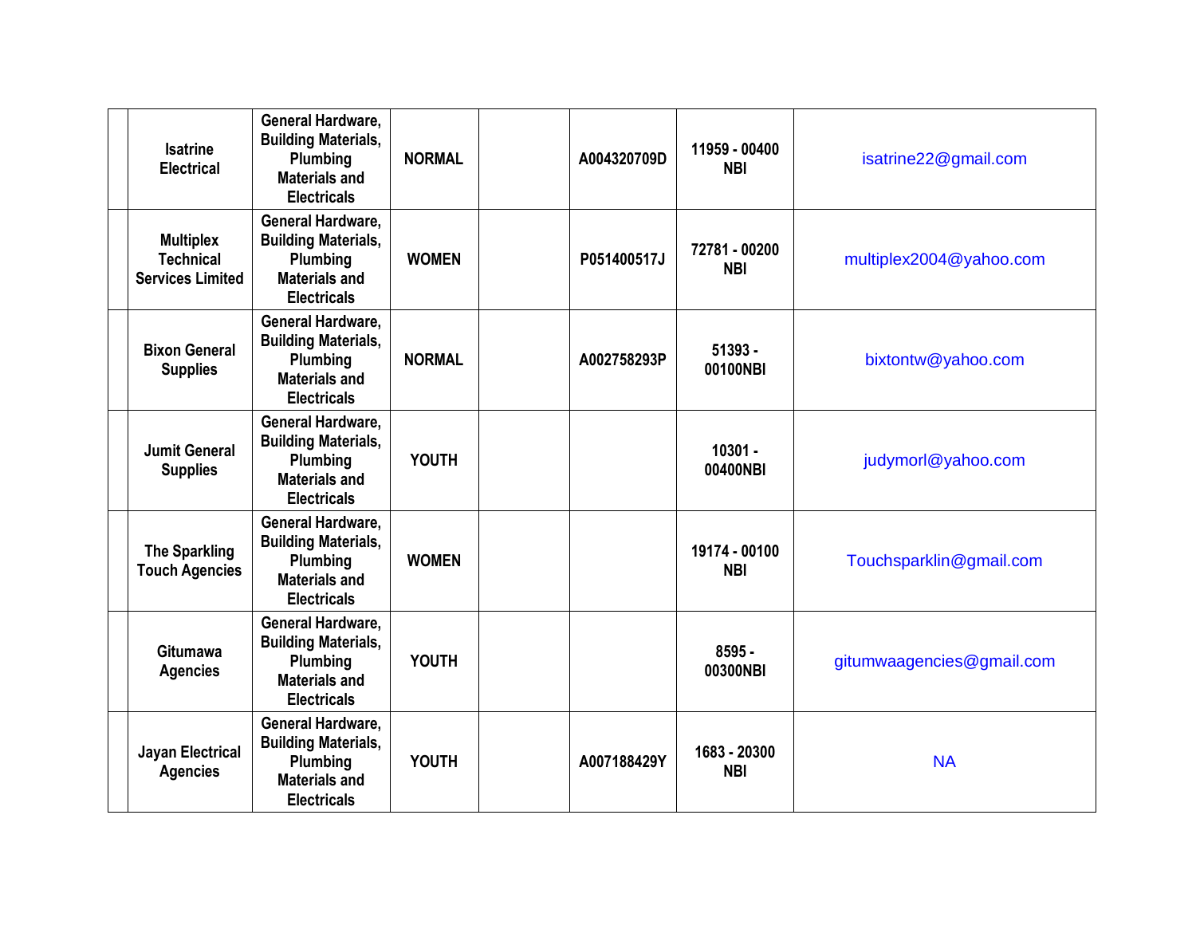| | | | | | | | |
|---|---|---|---|---|---|---|---|
| | Isatrine Electrical | General Hardware, Building Materials, Plumbing Materials and Electricals | NORMAL | | A004320709D | 11959 - 00400 NBI | isatrine22@gmail.com |
| | Multiplex Technical Services Limited | General Hardware, Building Materials, Plumbing Materials and Electricals | WOMEN | | P051400517J | 72781 - 00200 NBI | multiplex2004@yahoo.com |
| | Bixon General Supplies | General Hardware, Building Materials, Plumbing Materials and Electricals | NORMAL | | A002758293P | 51393 - 00100NBI | bixtontw@yahoo.com |
| | Jumit General Supplies | General Hardware, Building Materials, Plumbing Materials and Electricals | YOUTH | | | 10301 - 00400NBI | judymorl@yahoo.com |
| | The Sparkling Touch Agencies | General Hardware, Building Materials, Plumbing Materials and Electricals | WOMEN | | | 19174 - 00100 NBI | Touchsparklin@gmail.com |
| | Gitumawa Agencies | General Hardware, Building Materials, Plumbing Materials and Electricals | YOUTH | | | 8595 - 00300NBI | gitumwaagencies@gmail.com |
| | Jayan Electrical Agencies | General Hardware, Building Materials, Plumbing Materials and Electricals | YOUTH | | A007188429Y | 1683 - 20300 NBI | NA |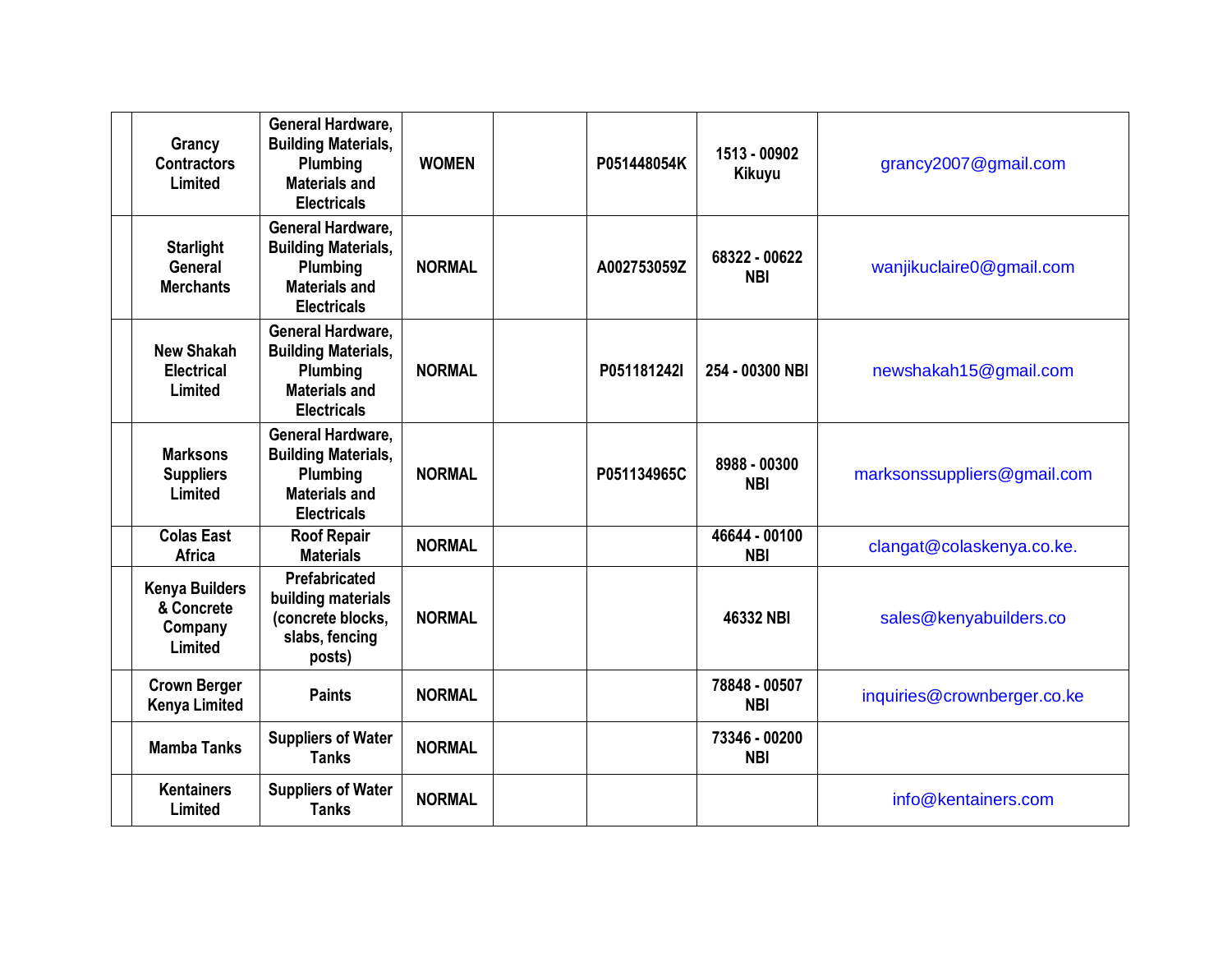| | | | | | | | |
|---|---|---|---|---|---|---|---|
| | Grancy Contractors Limited | General Hardware, Building Materials, Plumbing Materials and Electricals | WOMEN | | P051448054K | 1513 - 00902 Kikuyu | grancy2007@gmail.com |
| | Starlight General Merchants | General Hardware, Building Materials, Plumbing Materials and Electricals | NORMAL | | A002753059Z | 68322 - 00622 NBI | wanjikuclaire0@gmail.com |
| | New Shakah Electrical Limited | General Hardware, Building Materials, Plumbing Materials and Electricals | NORMAL | | P051181242I | 254 - 00300 NBI | newshakah15@gmail.com |
| | Marksons Suppliers Limited | General Hardware, Building Materials, Plumbing Materials and Electricals | NORMAL | | P051134965C | 8988 - 00300 NBI | marksonssuppliers@gmail.com |
| | Colas East Africa | Roof Repair Materials | NORMAL | | | 46644 - 00100 NBI | clangat@colaskenya.co.ke. |
| | Kenya Builders & Concrete Company Limited | Prefabricated building materials (concrete blocks, slabs, fencing posts) | NORMAL | | | 46332 NBI | sales@kenyabuilders.co |
| | Crown Berger Kenya Limited | Paints | NORMAL | | | 78848 - 00507 NBI | inquiries@crownberger.co.ke |
| | Mamba Tanks | Suppliers of Water Tanks | NORMAL | | | 73346 - 00200 NBI | |
| | Kentainers Limited | Suppliers of Water Tanks | NORMAL | | | | info@kentainers.com |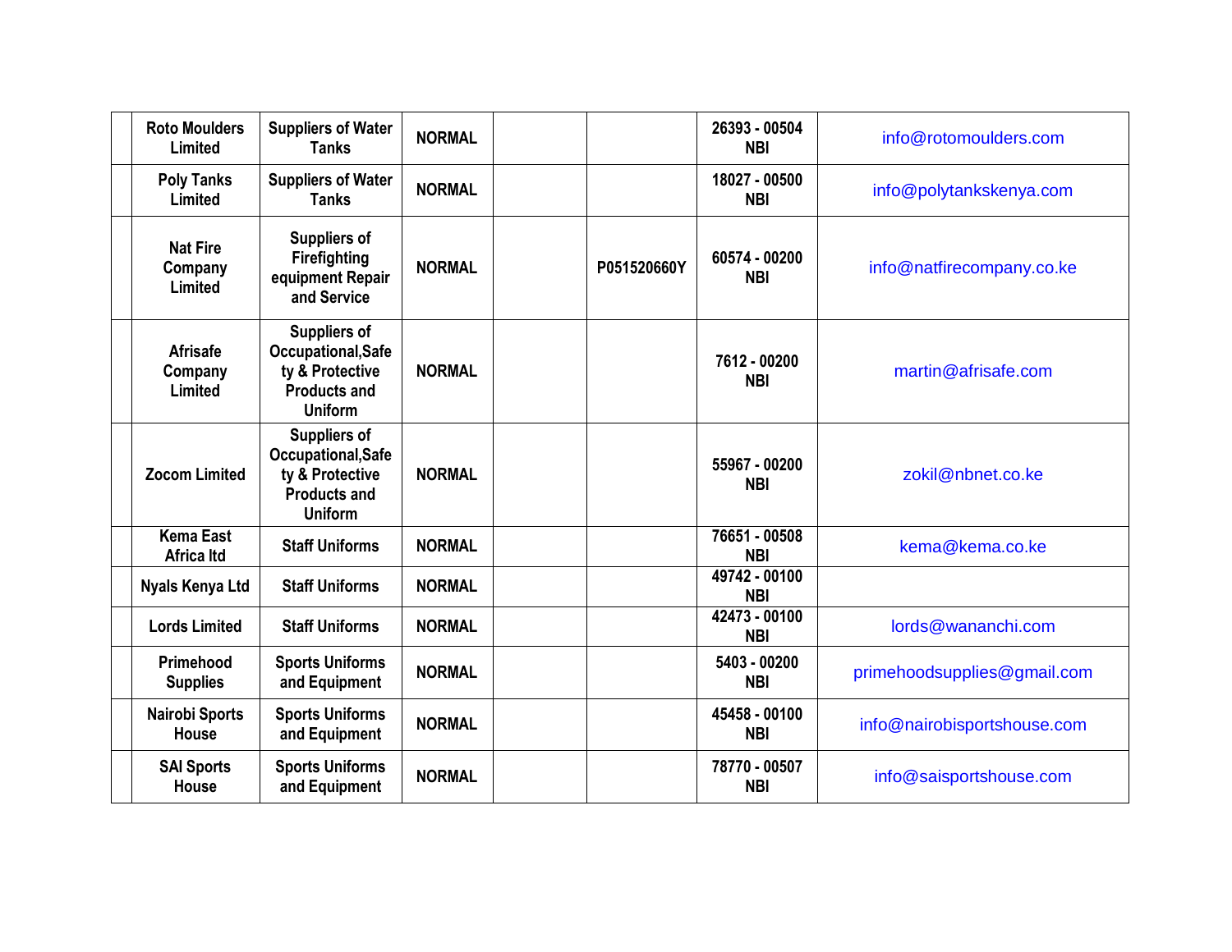|  |  |  |  |  |  |  |  |
|---|---|---|---|---|---|---|---|
|  | Roto Moulders Limited | Suppliers of Water Tanks | NORMAL |  |  | 26393 - 00504 NBI | info@rotomoulders.com |
|  | Poly Tanks Limited | Suppliers of Water Tanks | NORMAL |  |  | 18027 - 00500 NBI | info@polytankskenya.com |
|  | Nat Fire Company Limited | Suppliers of Firefighting equipment Repair and Service | NORMAL |  | P051520660Y | 60574 - 00200 NBI | info@natfirecompany.co.ke |
|  | Afrisafe Company Limited | Suppliers of Occupational,Safety & Protective Products and Uniform | NORMAL |  |  | 7612 - 00200 NBI | martin@afrisafe.com |
|  | Zocom Limited | Suppliers of Occupational,Safety & Protective Products and Uniform | NORMAL |  |  | 55967 - 00200 NBI | zokil@nbnet.co.ke |
|  | Kema East Africa ltd | Staff Uniforms | NORMAL |  |  | 76651 - 00508 NBI | kema@kema.co.ke |
|  | Nyals Kenya Ltd | Staff Uniforms | NORMAL |  |  | 49742 - 00100 NBI |  |
|  | Lords Limited | Staff Uniforms | NORMAL |  |  | 42473 - 00100 NBI | lords@wananchi.com |
|  | Primehood Supplies | Sports Uniforms and Equipment | NORMAL |  |  | 5403 - 00200 NBI | primehoodsupplies@gmail.com |
|  | Nairobi Sports House | Sports Uniforms and Equipment | NORMAL |  |  | 45458 - 00100 NBI | info@nairobisportshouse.com |
|  | SAI Sports House | Sports Uniforms and Equipment | NORMAL |  |  | 78770 - 00507 NBI | info@saisportshouse.com |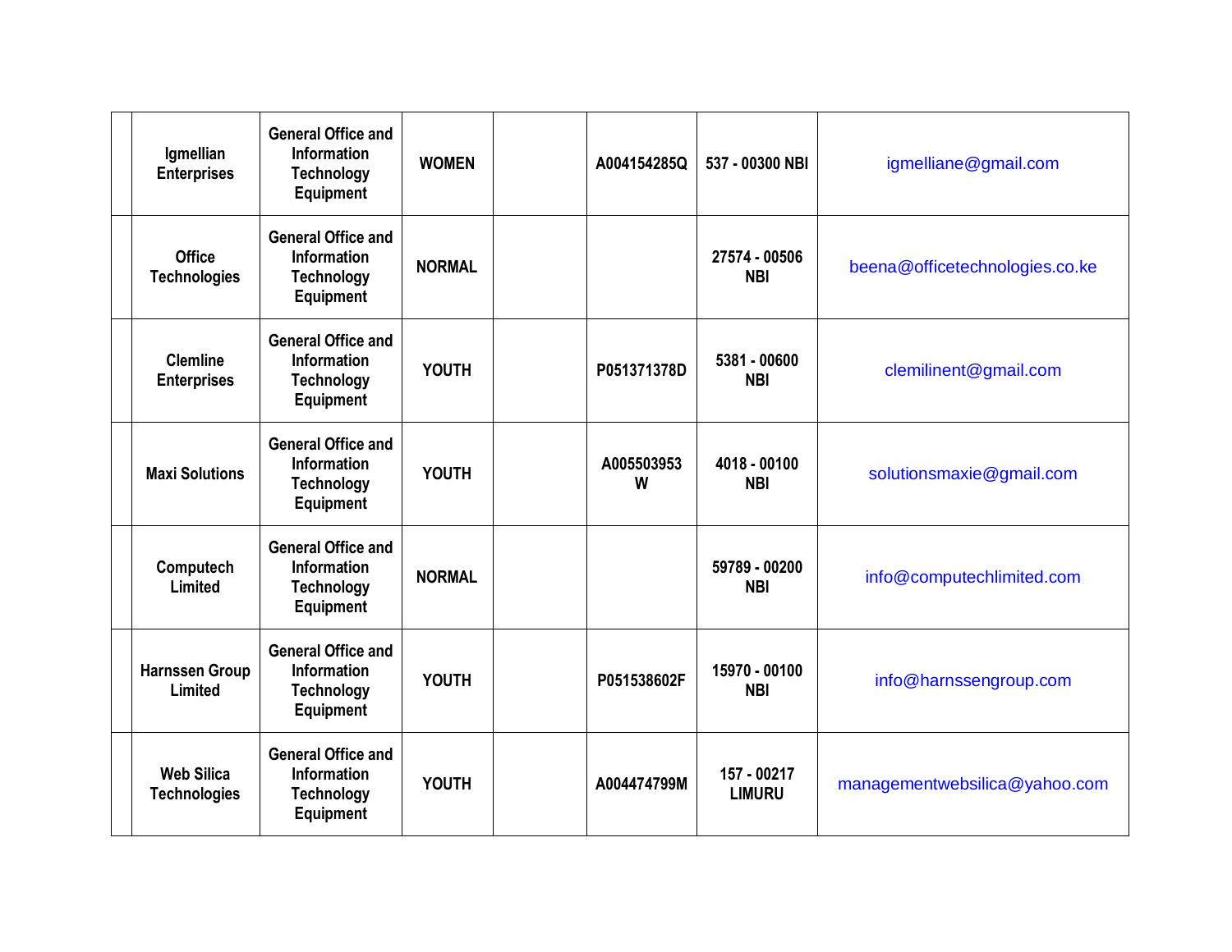| | | | | | | | |
|---|---|---|---|---|---|---|---|
| | Igmellian Enterprises | General Office and Information Technology Equipment | WOMEN | | A004154285Q | 537 - 00300 NBI | igmelliane@gmail.com |
| | Office Technologies | General Office and Information Technology Equipment | NORMAL | | | 27574 - 00506 NBI | beena@officetechnologies.co.ke |
| | Clemline Enterprises | General Office and Information Technology Equipment | YOUTH | | P051371378D | 5381 - 00600 NBI | clemilinent@gmail.com |
| | Maxi Solutions | General Office and Information Technology Equipment | YOUTH | | A005503953 W | 4018 - 00100 NBI | solutionsmaxie@gmail.com |
| | Computech Limited | General Office and Information Technology Equipment | NORMAL | | | 59789 - 00200 NBI | info@computechlimited.com |
| | Harnssen Group Limited | General Office and Information Technology Equipment | YOUTH | | P051538602F | 15970 - 00100 NBI | info@harnssengroup.com |
| | Web Silica Technologies | General Office and Information Technology Equipment | YOUTH | | A004474799M | 157 - 00217 LIMURU | managementwebsilica@yahoo.com |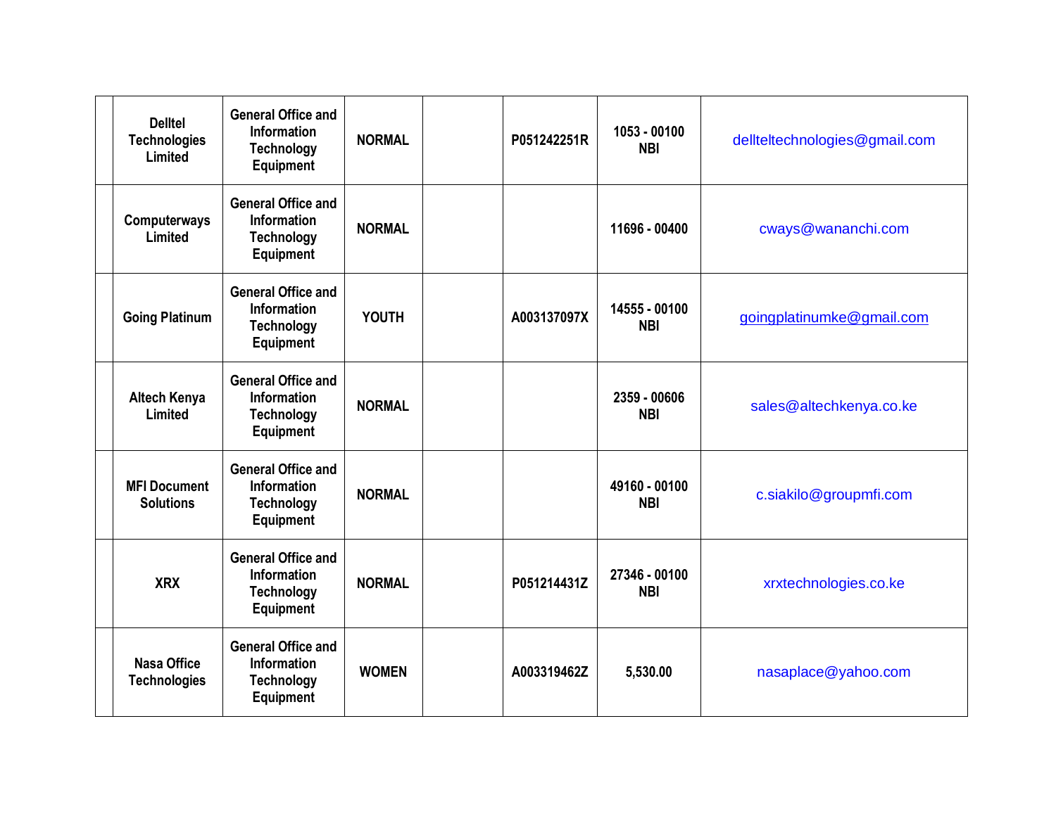| | | | | | | | |
|---|---|---|---|---|---|---|---|
| | Dellltel Technologies Limited | General Office and Information Technology Equipment | NORMAL | | P051242251R | 1053 - 00100 NBI | dellteltechnologies@gmail.com |
| | Computerways Limited | General Office and Information Technology Equipment | NORMAL | | | 11696 - 00400 | cways@wananchi.com |
| | Going Platinum | General Office and Information Technology Equipment | YOUTH | | A003137097X | 14555 - 00100 NBI | goingplatinumke@gmail.com |
| | Altech Kenya Limited | General Office and Information Technology Equipment | NORMAL | | | 2359 - 00606 NBI | sales@altechkenya.co.ke |
| | MFI Document Solutions | General Office and Information Technology Equipment | NORMAL | | | 49160 - 00100 NBI | c.siakilo@groupmfi.com |
| | XRX | General Office and Information Technology Equipment | NORMAL | | P051214431Z | 27346 - 00100 NBI | xrxtechnologies.co.ke |
| | Nasa Office Technologies | General Office and Information Technology Equipment | WOMEN | | A003319462Z | 5,530.00 | nasaplace@yahoo.com |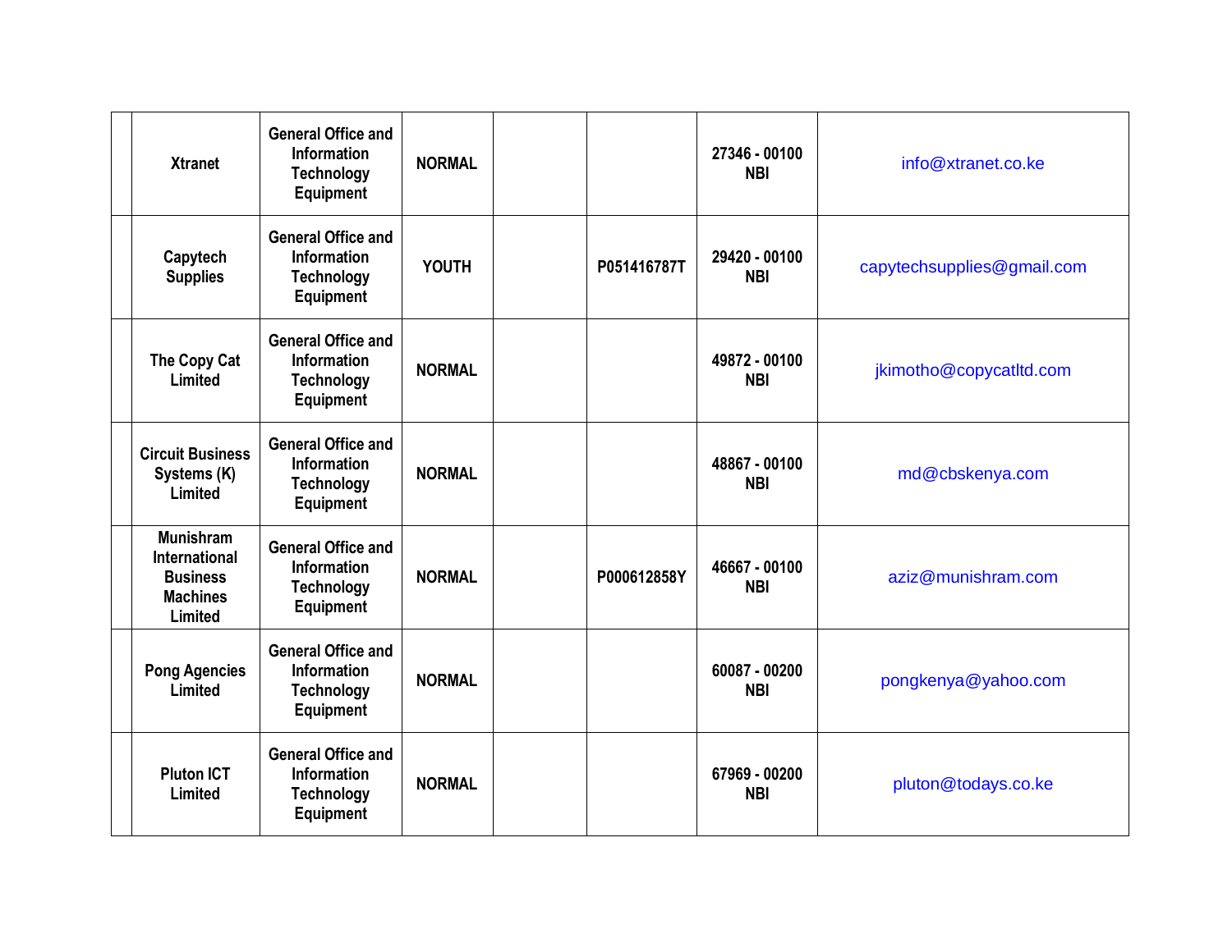| | | | | | | | |
|---|---|---|---|---|---|---|---|
| | Xtranet | General Office and Information Technology Equipment | NORMAL | | | 27346 - 00100 NBI | info@xtranet.co.ke |
| | Capytech Supplies | General Office and Information Technology Equipment | YOUTH | | P051416787T | 29420 - 00100 NBI | capytechsupplies@gmail.com |
| | The Copy Cat Limited | General Office and Information Technology Equipment | NORMAL | | | 49872 - 00100 NBI | jkimotho@copycatltd.com |
| | Circuit Business Systems (K) Limited | General Office and Information Technology Equipment | NORMAL | | | 48867 - 00100 NBI | md@cbskenya.com |
| | Munishram International Business Machines Limited | General Office and Information Technology Equipment | NORMAL | | P000612858Y | 46667 - 00100 NBI | aziz@munishram.com |
| | Pong Agencies Limited | General Office and Information Technology Equipment | NORMAL | | | 60087 - 00200 NBI | pongkenya@yahoo.com |
| | Pluton ICT Limited | General Office and Information Technology Equipment | NORMAL | | | 67969 - 00200 NBI | pluton@todays.co.ke |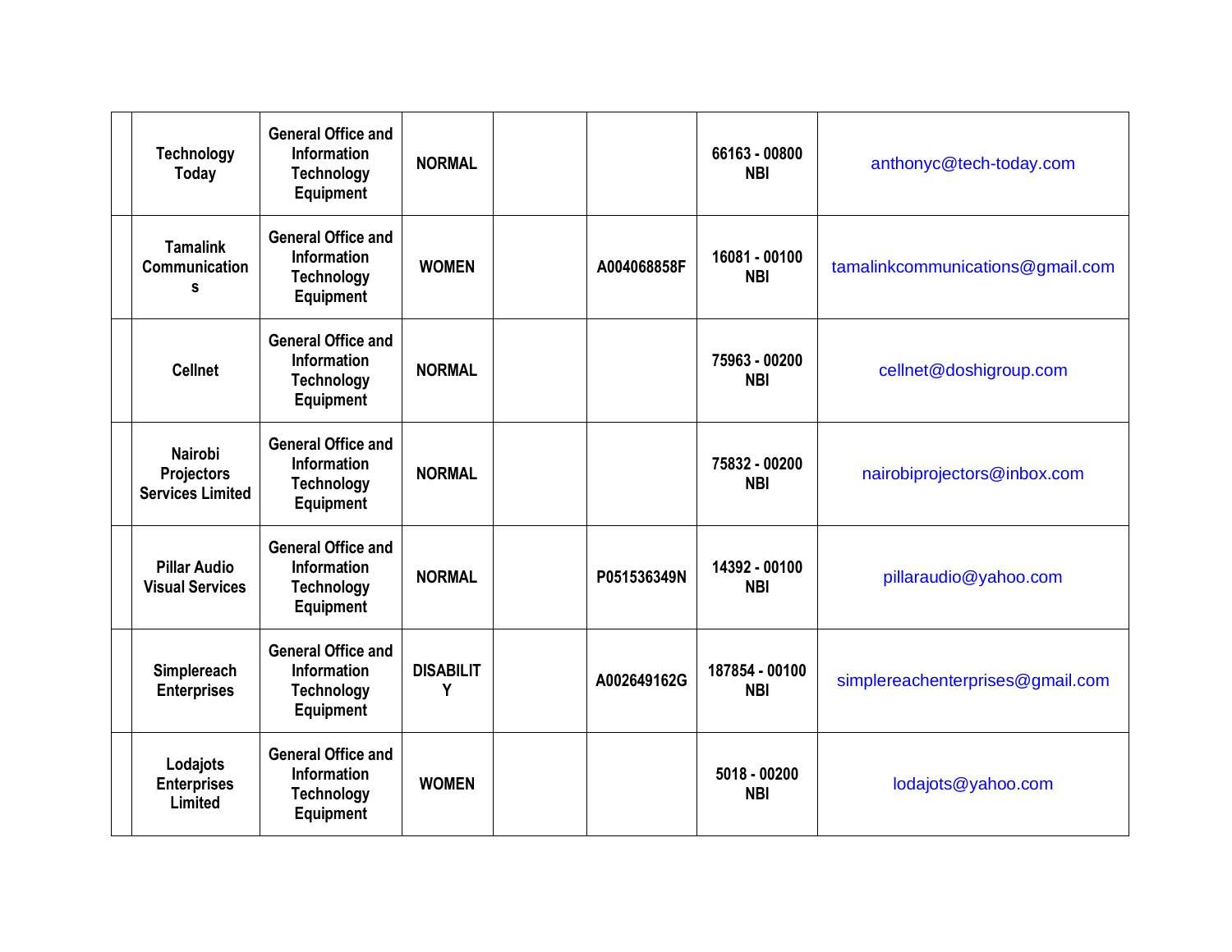| | | | | | | | |
|---|---|---|---|---|---|---|---|
| | Technology Today | General Office and Information Technology Equipment | NORMAL | | | 66163 - 00800 NBI | anthonyc@tech-today.com |
| | Tamalink Communications | General Office and Information Technology Equipment | WOMEN | | A004068858F | 16081 - 00100 NBI | tamalinkcommunications@gmail.com |
| | Cellnet | General Office and Information Technology Equipment | NORMAL | | | 75963 - 00200 NBI | cellnet@doshigroup.com |
| | Nairobi Projectors Services Limited | General Office and Information Technology Equipment | NORMAL | | | 75832 - 00200 NBI | nairobiprojectors@inbox.com |
| | Pillar Audio Visual Services | General Office and Information Technology Equipment | NORMAL | | P051536349N | 14392 - 00100 NBI | pillaraudio@yahoo.com |
| | Simplereach Enterprises | General Office and Information Technology Equipment | DISABILITY | | A002649162G | 187854 - 00100 NBI | simplereachenterprises@gmail.com |
| | Lodajots Enterprises Limited | General Office and Information Technology Equipment | WOMEN | | | 5018 - 00200 NBI | lodajots@yahoo.com |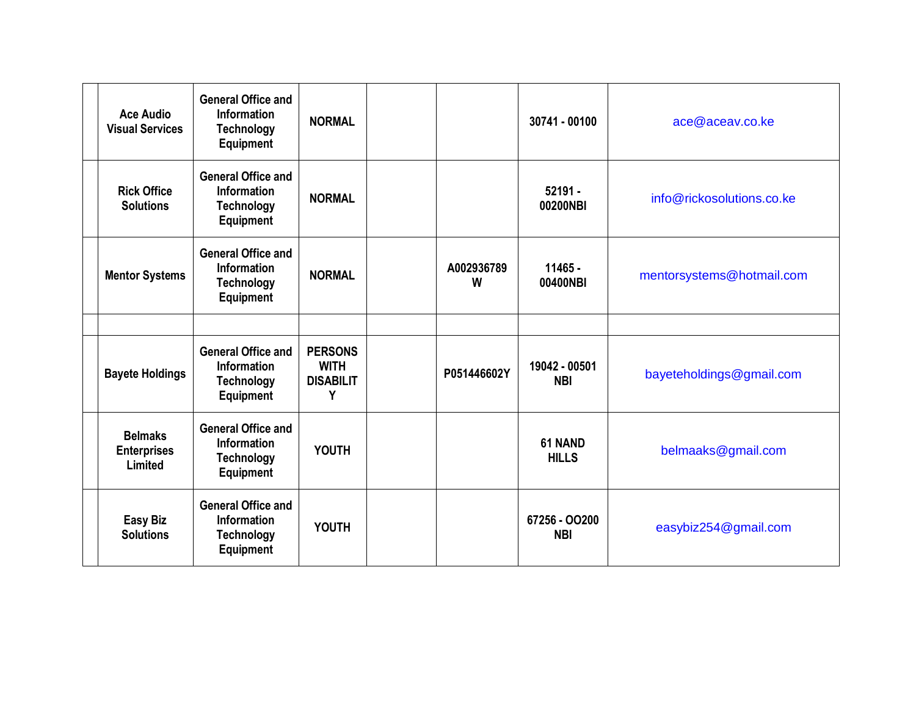| | | | | | | | |
|---|---|---|---|---|---|---|---|
| | **Ace Audio Visual Services** | **General Office and Information Technology Equipment** | **NORMAL** | | | **30741 - 00100** | ace@aceav.co.ke |
| | **Rick Office Solutions** | **General Office and Information Technology Equipment** | **NORMAL** | | | **52191 - 00200NBI** | info@rickosolutions.co.ke |
| | **Mentor Systems** | **General Office and Information Technology Equipment** | **NORMAL** | | **A002936789 W** | **11465 - 00400NBI** | mentorsystems@hotmail.com |
| | | | | | | | |
| | **Bayete Holdings** | **General Office and Information Technology Equipment** | **PERSONS WITH DISABILITY** | | **P051446602Y** | **19042 - 00501 NBI** | bayeteholdings@gmail.com |
| | **Belmaks Enterprises Limited** | **General Office and Information Technology Equipment** | **YOUTH** | | | **61 NAND HILLS** | belmaaks@gmail.com |
| | **Easy Biz Solutions** | **General Office and Information Technology Equipment** | **YOUTH** | | | **67256 - OO200 NBI** | easybiz254@gmail.com |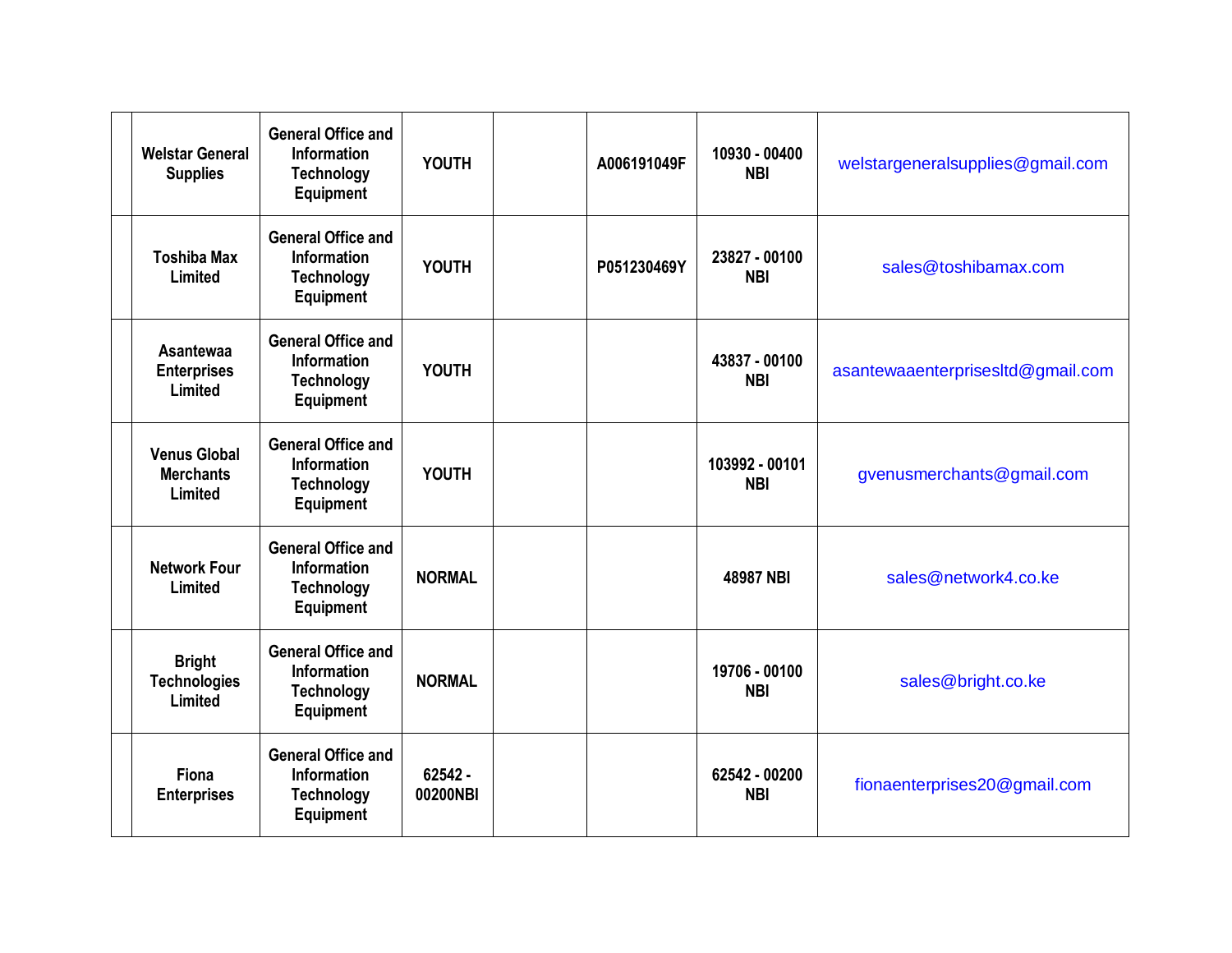| | | | | | | | |
|---|---|---|---|---|---|---|---|
| | Welstar General Supplies | General Office and Information Technology Equipment | YOUTH | | A006191049F | 10930 - 00400 NBI | welstargeneralsupplies@gmail.com |
| | Toshiba Max Limited | General Office and Information Technology Equipment | YOUTH | | P051230469Y | 23827 - 00100 NBI | sales@toshibamax.com |
| | Asantewaa Enterprises Limited | General Office and Information Technology Equipment | YOUTH | | | 43837 - 00100 NBI | asantewaaenterprisesltd@gmail.com |
| | Venus Global Merchants Limited | General Office and Information Technology Equipment | YOUTH | | | 103992 - 00101 NBI | gvenusmerchants@gmail.com |
| | Network Four Limited | General Office and Information Technology Equipment | NORMAL | | | 48987 NBI | sales@network4.co.ke |
| | Bright Technologies Limited | General Office and Information Technology Equipment | NORMAL | | | 19706 - 00100 NBI | sales@bright.co.ke |
| | Fiona Enterprises | General Office and Information Technology Equipment | 62542 - 00200NBI | | | 62542 - 00200 NBI | fionaenterprises20@gmail.com |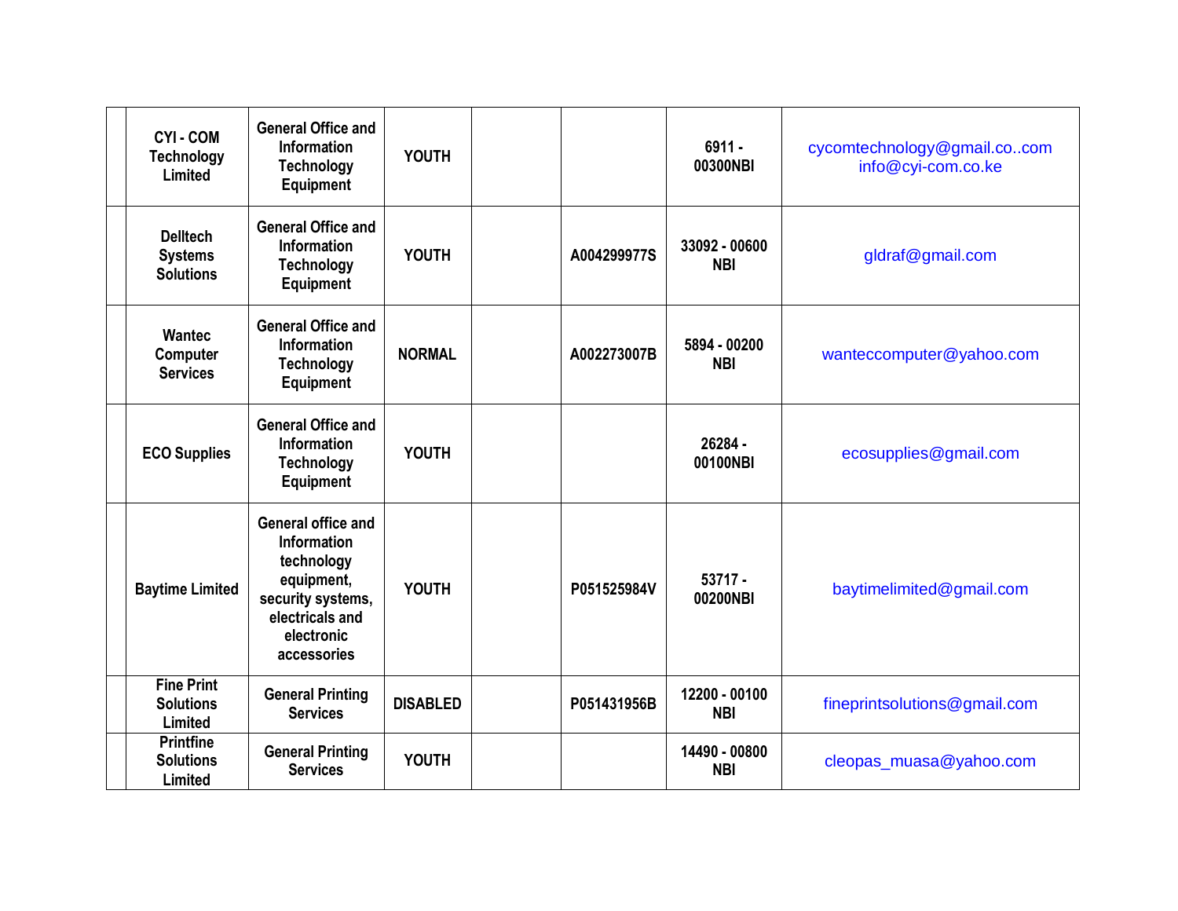| | | | | | | | |
|---|---|---|---|---|---|---|---|
| | **CYI - COM Technology Limited** | **General Office and Information Technology Equipment** | **YOUTH** | | | **6911 - 00300NBI** | cycomtechnology@gmail.co..com info@cyi-com.co.ke |
| | **Delltech Systems Solutions** | **General Office and Information Technology Equipment** | **YOUTH** | | **A004299977S** | **33092 - 00600 NBI** | gldraf@gmail.com |
| | **Wantec Computer Services** | **General Office and Information Technology Equipment** | **NORMAL** | | **A002273007B** | **5894 - 00200 NBI** | wanteccomputer@yahoo.com |
| | **ECO Supplies** | **General Office and Information Technology Equipment** | **YOUTH** | | | **26284 - 00100NBI** | ecosupplies@gmail.com |
| | **Baytime Limited** | **General office and Information technology equipment, security systems, electricals and electronic accessories** | **YOUTH** | | **P051525984V** | **53717 - 00200NBI** | baytimelimited@gmail.com |
| | **Fine Print Solutions Limited** | **General Printing Services** | **DISABLED** | | **P051431956B** | **12200 - 00100 NBI** | fineprintsolutions@gmail.com |
| | **Printfine Solutions Limited** | **General Printing Services** | **YOUTH** | | | **14490 - 00800 NBI** | cleopas_muasa@yahoo.com |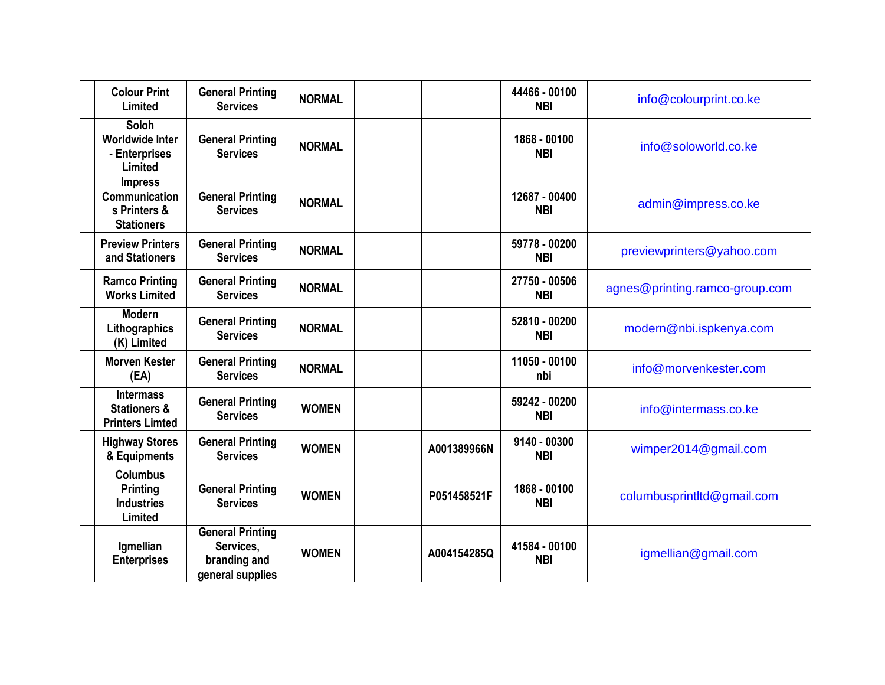|  |  |  |  |  |  |  |  |
|---|---|---|---|---|---|---|---|
|  | Colour Print Limited | General Printing Services | NORMAL |  |  | 44466 - 00100 NBI | info@colourprint.co.ke |
|  | Soloh Worldwide Inter - Enterprises Limited | General Printing Services | NORMAL |  |  | 1868 - 00100 NBI | info@soloworld.co.ke |
|  | Impress Communications Printers & Stationers | General Printing Services | NORMAL |  |  | 12687 - 00400 NBI | admin@impress.co.ke |
|  | Preview Printers and Stationers | General Printing Services | NORMAL |  |  | 59778 - 00200 NBI | previewprinters@yahoo.com |
|  | Ramco Printing Works Limited | General Printing Services | NORMAL |  |  | 27750 - 00506 NBI | agnes@printing.ramco-group.com |
|  | Modern Lithographics (K) Limited | General Printing Services | NORMAL |  |  | 52810 - 00200 NBI | modern@nbi.ispkenya.com |
|  | Morven Kester (EA) | General Printing Services | NORMAL |  |  | 11050 - 00100 nbi | info@morvenkester.com |
|  | Intermass Stationers & Printers Limted | General Printing Services | WOMEN |  |  | 59242 - 00200 NBI | info@intermass.co.ke |
|  | Highway Stores & Equipments | General Printing Services | WOMEN |  | A001389966N | 9140 - 00300 NBI | wimper2014@gmail.com |
|  | Columbus Printing Industries Limited | General Printing Services | WOMEN |  | P051458521F | 1868 - 00100 NBI | columbusprintltd@gmail.com |
|  | Igmellian Enterprises | General Printing Services, branding and general supplies | WOMEN |  | A004154285Q | 41584 - 00100 NBI | igmellian@gmail.com |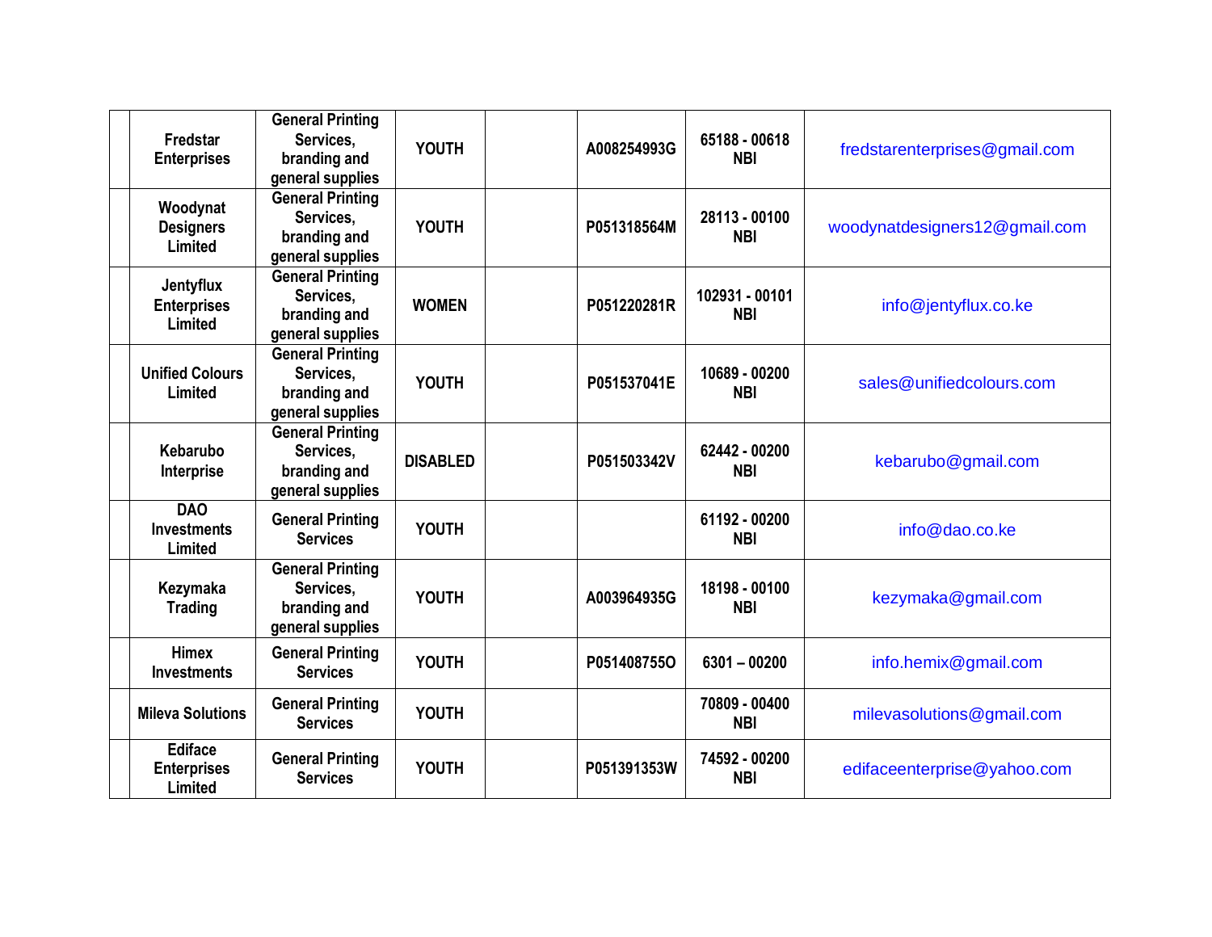| | | | | | | | |
|---|---|---|---|---|---|---|---|
| | **Fredstar Enterprises** | **General Printing Services, branding and general supplies** | **YOUTH** | | **A008254993G** | **65188 - 00618 NBI** | fredstarenterprises@gmail.com |
| | **Woodynat Designers Limited** | **General Printing Services, branding and general supplies** | **YOUTH** | | **P051318564M** | **28113 - 00100 NBI** | woodynatdesigners12@gmail.com |
| | **Jentyflux Enterprises Limited** | **General Printing Services, branding and general supplies** | **WOMEN** | | **P051220281R** | **102931 - 00101 NBI** | info@jentyflux.co.ke |
| | **Unified Colours Limited** | **General Printing Services, branding and general supplies** | **YOUTH** | | **P051537041E** | **10689 - 00200 NBI** | sales@unifiedcolours.com |
| | **Kebarubo Interprise** | **General Printing Services, branding and general supplies** | **DISABLED** | | **P051503342V** | **62442 - 00200 NBI** | kebarubo@gmail.com |
| | **DAO Investments Limited** | **General Printing Services** | **YOUTH** | | | **61192 - 00200 NBI** | info@dao.co.ke |
| | **Kezymaka Trading** | **General Printing Services, branding and general supplies** | **YOUTH** | | **A003964935G** | **18198 - 00100 NBI** | kezymaka@gmail.com |
| | **Himex Investments** | **General Printing Services** | **YOUTH** | | **P051408755O** | **6301 – 00200** | info.hemix@gmail.com |
| | **Mileva Solutions** | **General Printing Services** | **YOUTH** | | | **70809 - 00400 NBI** | milevasolutions@gmail.com |
| | **Ediface Enterprises Limited** | **General Printing Services** | **YOUTH** | | **P051391353W** | **74592 - 00200 NBI** | edifaceenterprise@yahoo.com |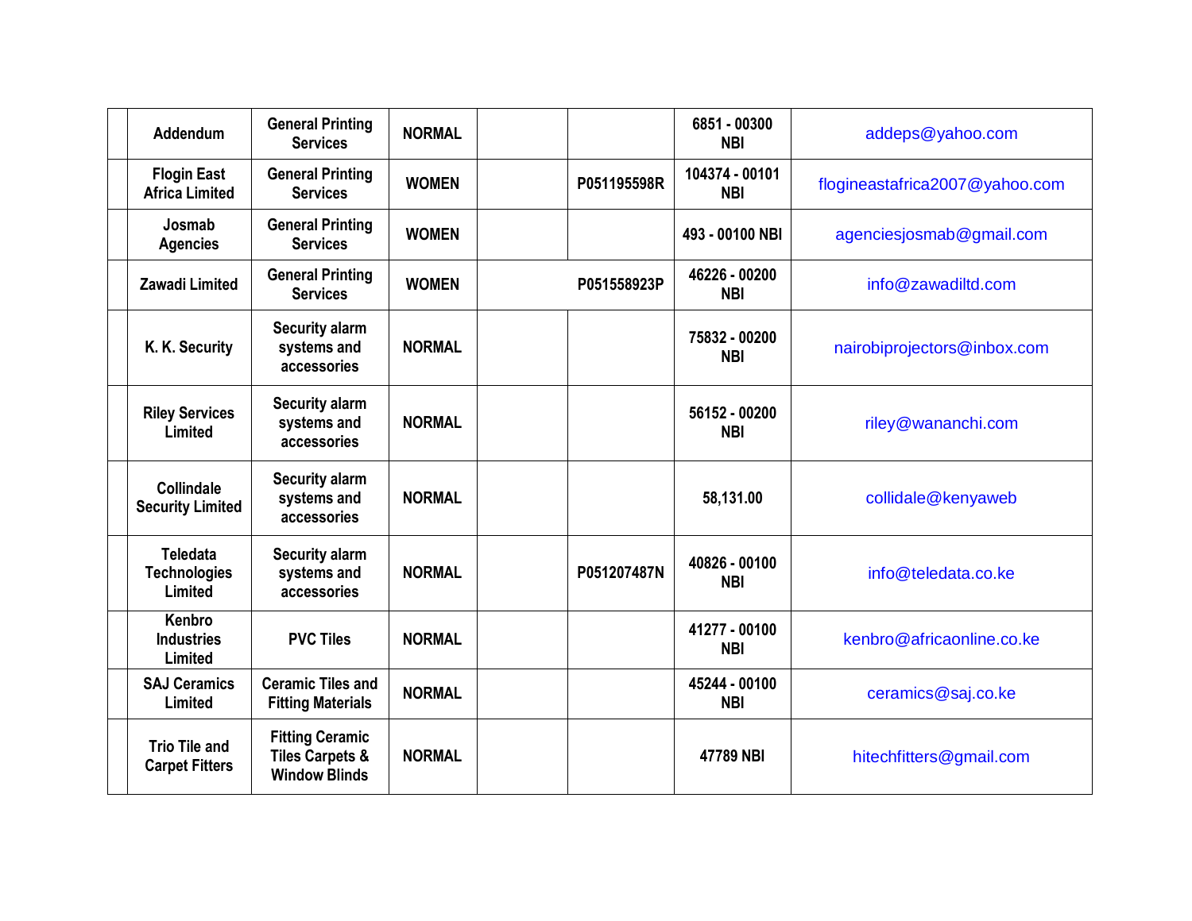| | | | | | | | |
|---|---|---|---|---|---|---|---|
| | Addendum | General Printing Services | NORMAL | | | 6851 - 00300 NBI | addeps@yahoo.com |
| | Flogin East Africa Limited | General Printing Services | WOMEN | | P051195598R | 104374 - 00101 NBI | flogineastafrica2007@yahoo.com |
| | Josmab Agencies | General Printing Services | WOMEN | | | 493 - 00100 NBI | agenciesjosmab@gmail.com |
| | Zawadi Limited | General Printing Services | WOMEN | | P051558923P | 46226 - 00200 NBI | info@zawadiltd.com |
| | K. K. Security | Security alarm systems and accessories | NORMAL | | | 75832 - 00200 NBI | nairobiprojectors@inbox.com |
| | Riley Services Limited | Security alarm systems and accessories | NORMAL | | | 56152 - 00200 NBI | riley@wananchi.com |
| | Collindale Security Limited | Security alarm systems and accessories | NORMAL | | | 58,131.00 | collidale@kenyaweb |
| | Teledata Technologies Limited | Security alarm systems and accessories | NORMAL | | P051207487N | 40826 - 00100 NBI | info@teledata.co.ke |
| | Kenbro Industries Limited | PVC Tiles | NORMAL | | | 41277 - 00100 NBI | kenbro@africaonline.co.ke |
| | SAJ Ceramics Limited | Ceramic Tiles and Fitting Materials | NORMAL | | | 45244 - 00100 NBI | ceramics@saj.co.ke |
| | Trio Tile and Carpet Fitters | Fitting Ceramic Tiles Carpets & Window Blinds | NORMAL | | | 47789 NBI | hitechfitters@gmail.com |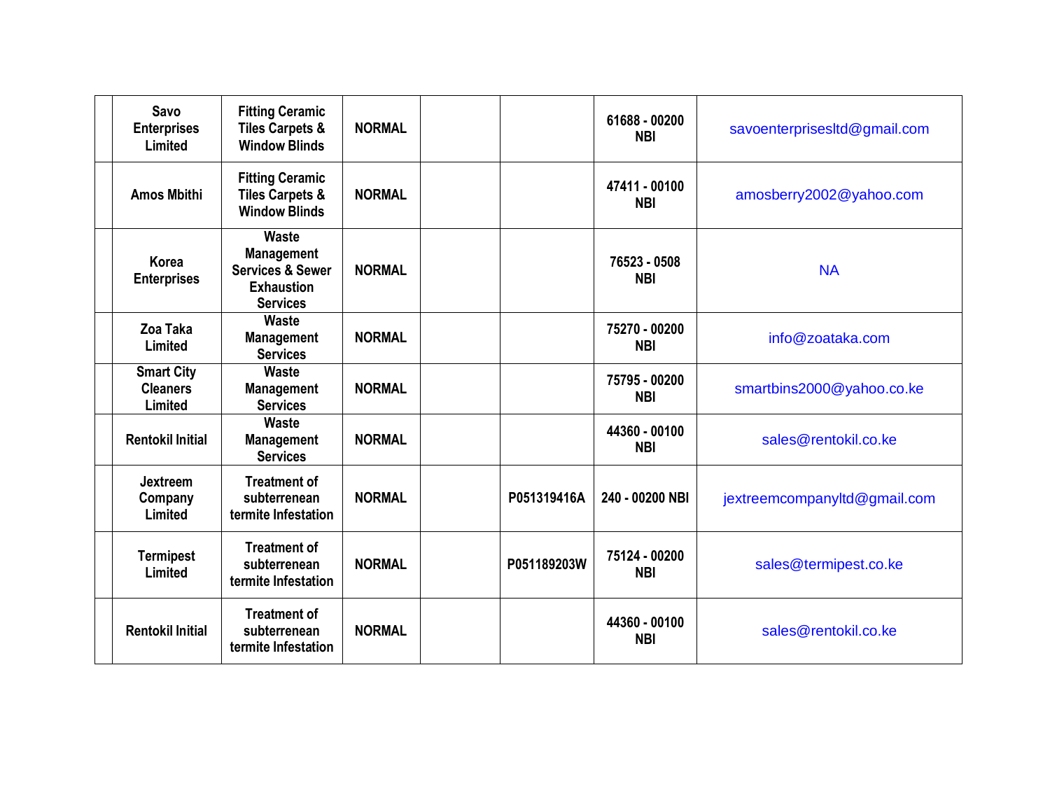| | | | | | | | |
|---|---|---|---|---|---|---|---|
| | Savo Enterprises Limited | Fitting Ceramic Tiles Carpets & Window Blinds | NORMAL | | | 61688 - 00200 NBI | savoenterprisesltd@gmail.com |
| | Amos Mbithi | Fitting Ceramic Tiles Carpets & Window Blinds | NORMAL | | | 47411 - 00100 NBI | amosberry2002@yahoo.com |
| | Korea Enterprises | Waste Management Services & Sewer Exhaustion Services | NORMAL | | | 76523 - 0508 NBI | NA |
| | Zoa Taka Limited | Waste Management Services | NORMAL | | | 75270 - 00200 NBI | info@zoataka.com |
| | Smart City Cleaners Limited | Waste Management Services | NORMAL | | | 75795 - 00200 NBI | smartbins2000@yahoo.co.ke |
| | Rentokil Initial | Waste Management Services | NORMAL | | | 44360 - 00100 NBI | sales@rentokil.co.ke |
| | Jextreem Company Limited | Treatment of subterrenean termite Infestation | NORMAL | | P051319416A | 240 - 00200 NBI | jextreemcompanyltd@gmail.com |
| | Termipest Limited | Treatment of subterrenean termite Infestation | NORMAL | | P051189203W | 75124 - 00200 NBI | sales@termipest.co.ke |
| | Rentokil Initial | Treatment of subterrenean termite Infestation | NORMAL | | | 44360 - 00100 NBI | sales@rentokil.co.ke |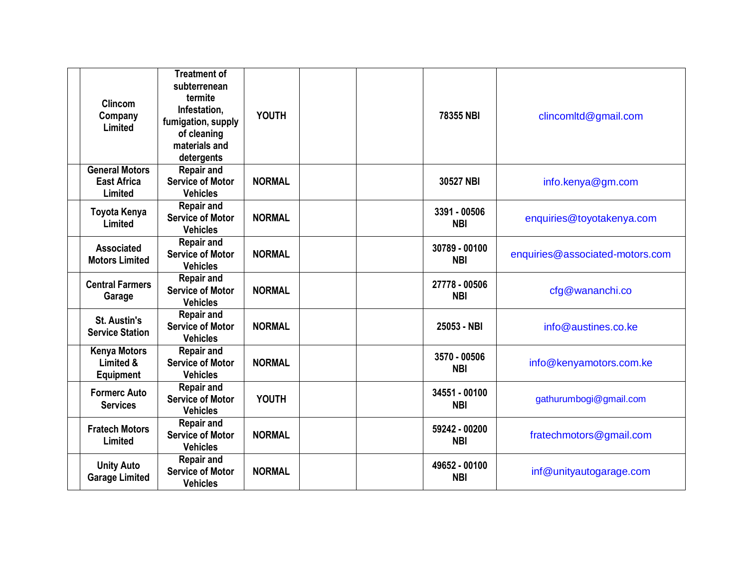| | | | | | | | |
|---|---|---|---|---|---|---|---|
| | Clincom Company Limited | Treatment of subterrenean termite Infestation, fumigation, supply of cleaning materials and detergents | YOUTH | | | 78355 NBI | clincomltd@gmail.com |
| | General Motors East Africa Limited | Repair and Service of Motor Vehicles | NORMAL | | | 30527 NBI | info.kenya@gm.com |
| | Toyota Kenya Limited | Repair and Service of Motor Vehicles | NORMAL | | | 3391 - 00506 NBI | enquiries@toyotakenya.com |
| | Associated Motors Limited | Repair and Service of Motor Vehicles | NORMAL | | | 30789 - 00100 NBI | enquiries@associated-motors.com |
| | Central Farmers Garage | Repair and Service of Motor Vehicles | NORMAL | | | 27778 - 00506 NBI | cfg@wananchi.co |
| | St. Austin's Service Station | Repair and Service of Motor Vehicles | NORMAL | | | 25053 - NBI | info@austines.co.ke |
| | Kenya Motors Limited & Equipment | Repair and Service of Motor Vehicles | NORMAL | | | 3570 - 00506 NBI | info@kenyamotors.com.ke |
| | Formerc Auto Services | Repair and Service of Motor Vehicles | YOUTH | | | 34551 - 00100 NBI | gathurumbogi@gmail.com |
| | Fratech Motors Limited | Repair and Service of Motor Vehicles | NORMAL | | | 59242 - 00200 NBI | fratechmotors@gmail.com |
| | Unity Auto Garage Limited | Repair and Service of Motor Vehicles | NORMAL | | | 49652 - 00100 NBI | inf@unityautogarage.com |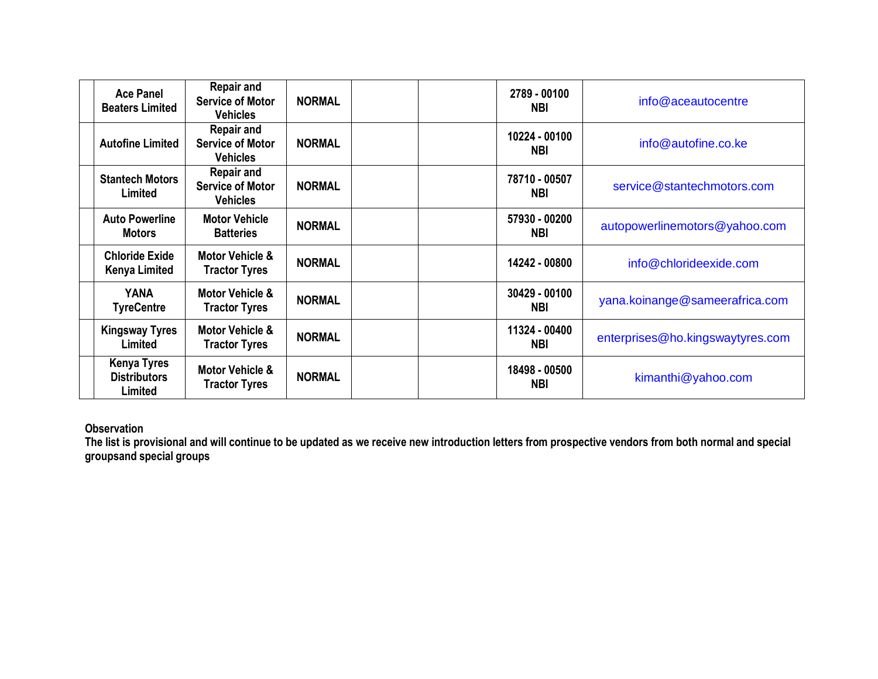| | | | | | | | |
|---|---|---|---|---|---|---|---|
| | Ace Panel Beaters Limited | Repair and Service of Motor Vehicles | NORMAL | | | 2789 - 00100 NBI | info@aceautocentre |
| | Autofine Limited | Repair and Service of Motor Vehicles | NORMAL | | | 10224 - 00100 NBI | info@autofine.co.ke |
| | Stantech Motors Limited | Repair and Service of Motor Vehicles | NORMAL | | | 78710 - 00507 NBI | service@stantechmotors.com |
| | Auto Powerline Motors | Motor Vehicle Batteries | NORMAL | | | 57930 - 00200 NBI | autopowerlinemotors@yahoo.com |
| | Chloride Exide Kenya Limited | Motor Vehicle & Tractor Tyres | NORMAL | | | 14242 - 00800 | info@chlorideexide.com |
| | YANA TyreCentre | Motor Vehicle & Tractor Tyres | NORMAL | | | 30429 - 00100 NBI | yana.koinange@sameerafrica.com |
| | Kingsway Tyres Limited | Motor Vehicle & Tractor Tyres | NORMAL | | | 11324 - 00400 NBI | enterprises@ho.kingswaytyres.com |
| | Kenya Tyres Distributors Limited | Motor Vehicle & Tractor Tyres | NORMAL | | | 18498 - 00500 NBI | kimanthi@yahoo.com |

**Observation**
**The list is provisional and will continue to be updated as we receive new introduction letters from prospective vendors from both normal and special groupsand special groups**